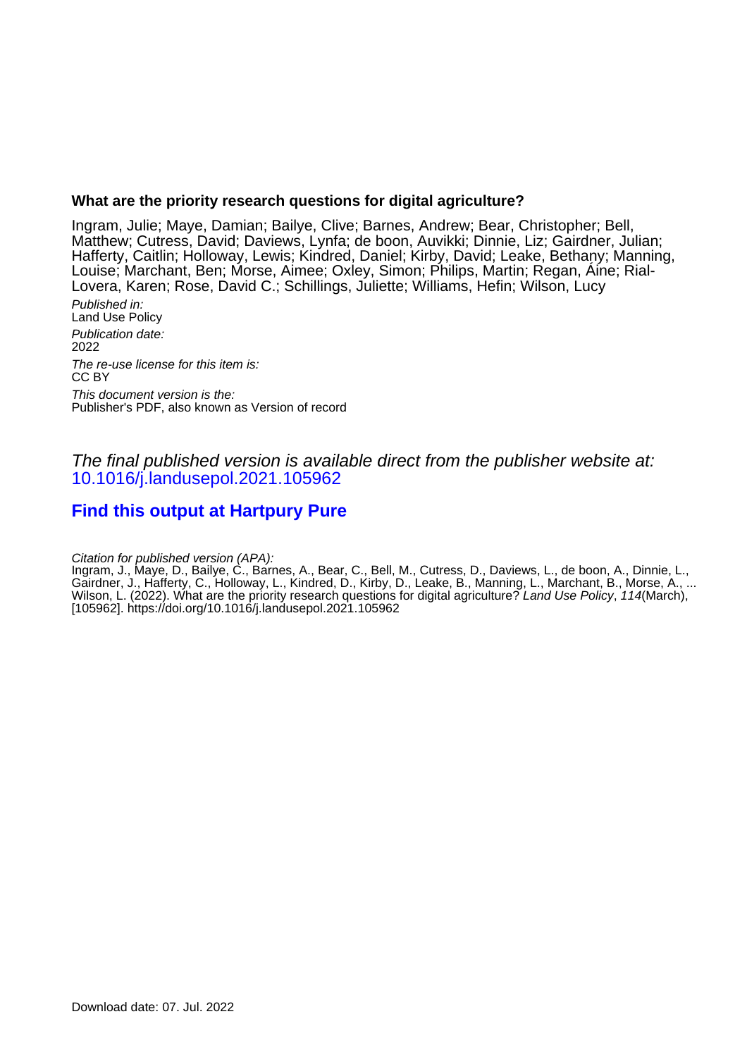**What are the priority research questions for digital agriculture?**

Ingram, Julie; Maye, Damian; Bailye, Clive; Barnes, Andrew; Bear, Christopher; Bell, Matthew; Cutress, David; Daviews, Lynfa; de boon, Auvikki; Dinnie, Liz; Gairdner, Julian; Hafferty, Caitlin; Holloway, Lewis; Kindred, Daniel; Kirby, David; Leake, Bethany; Manning, Louise; Marchant, Ben; Morse, Aimee; Oxley, Simon; Philips, Martin; Regan, Áine; Rial-Lovera, Karen; Rose, David C.; Schillings, Juliette; Williams, Hefin; Wilson, Lucy

*Published in:*
Land Use Policy

*Publication date:*
2022

*The re-use license for this item is:*
CC BY

*This document version is the:*
Publisher's PDF, also known as Version of record

*The final published version is available direct from the publisher website at:*
10.1016/j.landusepol.2021.105962

**Find this output at Hartpury Pure**

*Citation for published version (APA):*
Ingram, J., Maye, D., Bailye, C., Barnes, A., Bear, C., Bell, M., Cutress, D., Daviews, L., de boon, A., Dinnie, L., Gairdner, J., Hafferty, C., Holloway, L., Kindred, D., Kirby, D., Leake, B., Manning, L., Marchant, B., Morse, A., ... Wilson, L. (2022). What are the priority research questions for digital agriculture? *Land Use Policy*, *114*(March), [105962]. https://doi.org/10.1016/j.landusepol.2021.105962

Download date: 07. Jul. 2022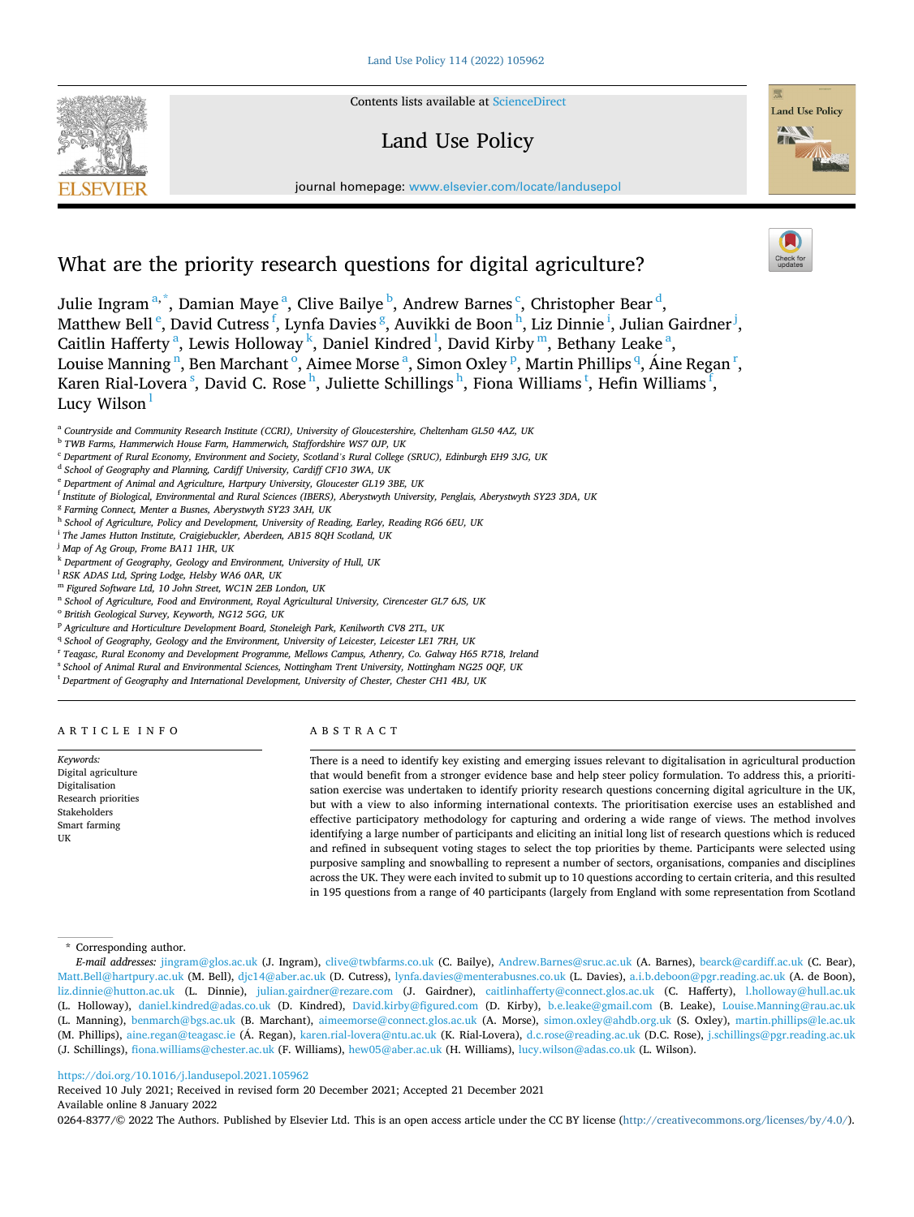# What are the priority research questions for digital agriculture?

Julie Ingram[a,*], Damian Maye[a], Clive Bailye[b], Andrew Barnes[c], Christopher Bear[d], Matthew Bell[e], David Cutress[f], Lynfa Davies[g], Auvikki de Boon[h], Liz Dinnie[i], Julian Gairdner[j], Caitlin Hafferty[a], Lewis Holloway[k], Daniel Kindred[l], David Kirby[m], Bethany Leake[a], Louise Manning[n], Ben Marchant[o], Aimee Morse[a], Simon Oxley[p], Martin Phillips[q], Áine Regan[r], Karen Rial-Lovera[s], David C. Rose[h], Juliette Schillings[h], Fiona Williams[t], Hefin Williams[f], Lucy Wilson[l]

[a] Countryside and Community Research Institute (CCRI), University of Gloucestershire, Cheltenham GL50 4AZ, UK
[b] TWB Farms, Hammerwich House Farm, Hammerwich, Staffordshire WS7 0JP, UK
[c] Department of Rural Economy, Environment and Society, Scotland's Rural College (SRUC), Edinburgh EH9 3JG, UK
[d] School of Geography and Planning, Cardiff University, Cardiff CF10 3WA, UK
[e] Department of Animal and Agriculture, Hartpury University, Gloucester GL19 3BE, UK
[f] Institute of Biological, Environmental and Rural Sciences (IBERS), Aberystwyth University, Penglais, Aberystwyth SY23 3DA, UK
[g] Farming Connect, Menter a Busnes, Aberystwyth SY23 3AH, UK
[h] School of Agriculture, Policy and Development, University of Reading, Earley, Reading RG6 6EU, UK
[i] The James Hutton Institute, Craigiebuckler, Aberdeen, AB15 8QH Scotland, UK
[j] Map of Ag Group, Frome BA11 1HR, UK
[k] Department of Geography, Geology and Environment, University of Hull, UK
[l] RSK ADAS Ltd, Spring Lodge, Helsby WA6 0AR, UK
[m] Figured Software Ltd, 10 John Street, WC1N 2EB London, UK
[n] School of Agriculture, Food and Environment, Royal Agricultural University, Cirencester GL7 6JS, UK
[o] British Geological Survey, Keyworth, NG12 5GG, UK
[p] Agriculture and Horticulture Development Board, Stoneleigh Park, Kenilworth CV8 2TL, UK
[q] School of Geography, Geology and the Environment, University of Leicester, Leicester LE1 7RH, UK
[r] Teagasc, Rural Economy and Development Programme, Mellows Campus, Athenry, Co. Galway H65 R718, Ireland
[s] School of Animal Rural and Environmental Sciences, Nottingham Trent University, Nottingham NG25 0QF, UK
[t] Department of Geography and International Development, University of Chester, Chester CH1 4BJ, UK

## ARTICLE INFO

*Keywords:*
Digital agriculture
Digitalisation
Research priorities
Stakeholders
Smart farming
UK

## ABSTRACT

There is a need to identify key existing and emerging issues relevant to digitalisation in agricultural production that would benefit from a stronger evidence base and help steer policy formulation. To address this, a prioritisation exercise was undertaken to identify priority research questions concerning digital agriculture in the UK, but with a view to also informing international contexts. The prioritisation exercise uses an established and effective participatory methodology for capturing and ordering a wide range of views. The method involves identifying a large number of participants and eliciting an initial long list of research questions which is reduced and refined in subsequent voting stages to select the top priorities by theme. Participants were selected using purposive sampling and snowballing to represent a number of sectors, organisations, companies and disciplines across the UK. They were each invited to submit up to 10 questions according to certain criteria, and this resulted in 195 questions from a range of 40 participants (largely from England with some representation from Scotland

\* Corresponding author.
*E-mail addresses:* jingram@glos.ac.uk (J. Ingram), clive@twbfarms.co.uk (C. Bailye), Andrew.Barnes@sruc.ac.uk (A. Barnes), bearck@cardiff.ac.uk (C. Bear), Matt.Bell@hartpury.ac.uk (M. Bell), djc14@aber.ac.uk (D. Cutress), lynfa.davies@menterabusnes.co.uk (L. Davies), a.i.b.deboon@pgr.reading.ac.uk (A. de Boon), liz.dinnie@hutton.ac.uk (L. Dinnie), julian.gairdner@rezare.com (J. Gairdner), caitlinhafferty@connect.glos.ac.uk (C. Hafferty), l.holloway@hull.ac.uk (L. Holloway), daniel.kindred@adas.co.uk (D. Kindred), David.kirby@figured.com (D. Kirby), b.e.leake@gmail.com (B. Leake), Louise.Manning@rau.ac.uk (L. Manning), benmarch@bgs.ac.uk (B. Marchant), aimeemorse@connect.glos.ac.uk (A. Morse), simon.oxley@ahdb.org.uk (S. Oxley), martin.phillips@le.ac.uk (M. Phillips), aine.regan@teagasc.ie (Á. Regan), karen.rial-lovera@ntu.ac.uk (K. Rial-Lovera), d.c.rose@reading.ac.uk (D.C. Rose), j.schillings@pgr.reading.ac.uk (J. Schillings), fiona.williams@chester.ac.uk (F. Williams), hew05@aber.ac.uk (H. Williams), lucy.wilson@adas.co.uk (L. Wilson).

https://doi.org/10.1016/j.landusepol.2021.105962
Received 10 July 2021; Received in revised form 20 December 2021; Accepted 21 December 2021
Available online 8 January 2022
0264-8377/© 2022 The Authors. Published by Elsevier Ltd. This is an open access article under the CC BY license (http://creativecommons.org/licenses/by/4.0/).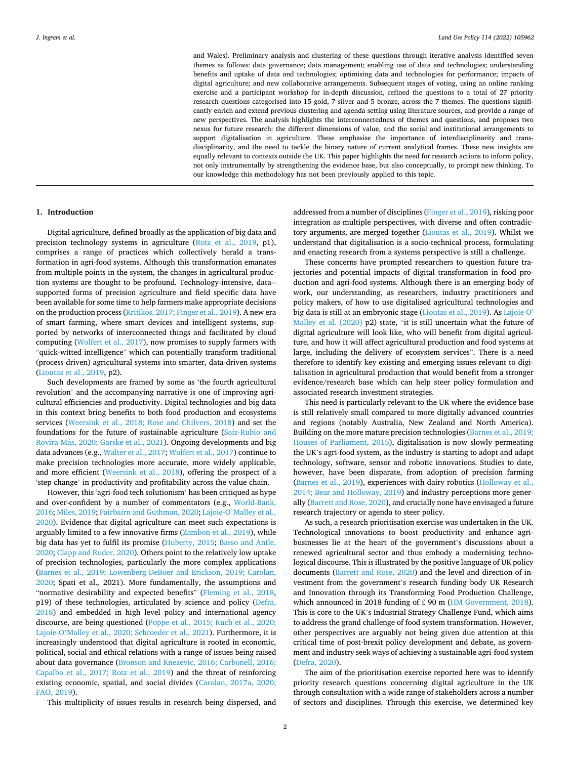and Wales). Preliminary analysis and clustering of these questions through iterative analysis identified seven themes as follows: data governance; data management; enabling use of data and technologies; understanding benefits and uptake of data and technologies; optimising data and technologies for performance; impacts of digital agriculture; and new collaborative arrangements. Subsequent stages of voting, using an online ranking exercise and a participant workshop for in-depth discussion, refined the questions to a total of 27 priority research questions categorised into 15 gold, 7 silver and 5 bronze, across the 7 themes. The questions significantly enrich and extend previous clustering and agenda setting using literature sources, and provide a range of new perspectives. The analysis highlights the interconnectedness of themes and questions, and proposes two nexus for future research: the different dimensions of value, and the social and institutional arrangements to support digitalisation in agriculture. These emphasise the importance of interdisciplinarity and transdisciplinarity, and the need to tackle the binary nature of current analytical frames. These new insights are equally relevant to contexts outside the UK. This paper highlights the need for research actions to inform policy, not only instrumentally by strengthening the evidence base, but also conceptually, to prompt new thinking. To our knowledge this methodology has not been previously applied to this topic.

## 1. Introduction

Digital agriculture, defined broadly as the application of big data and precision technology systems in agriculture (Rotz et al., 2019, p1), comprises a range of practices which collectively herald a transformation in agri-food systems. Although this transformation emanates from multiple points in the system, the changes in agricultural production systems are thought to be profound. Technology-intensive, data-supported forms of precision agriculture and field specific data have been available for some time to help farmers make appropriate decisions on the production process (Kritikos, 2017; Finger et al., 2019). A new era of smart farming, where smart devices and intelligent systems, supported by networks of interconnected things and facilitated by cloud computing (Wolfert et al., 2017), now promises to supply farmers with "quick-witted intelligence" which can potentially transform traditional (process-driven) agricultural systems into smarter, data-driven systems (Lioutas et al., 2019, p2).

Such developments are framed by some as 'the fourth agricultural revolution' and the accompanying narrative is one of improving agricultural efficiencies and productivity. Digital technologies and big data in this context bring benefits to both food production and ecosystems services (Weersink et al., 2018; Rose and Chilvers, 2018) and set the foundations for the future of sustainable agriculture (Saiz-Rubio and Rovira-Más, 2020; Garske et al., 2021). Ongoing developments and big data advances (e.g., Walter et al., 2017; Wolfert et al., 2017) continue to make precision technologies more accurate, more widely applicable, and more efficient (Weersink et al., 2018), offering the prospect of a 'step change' in productivity and profitability across the value chain.

However, this 'agri-food tech solutionism' has been critiqued as hype and over-confident by a number of commentators (e.g., World-Bank, 2016; Miles, 2019; Fairbairn and Guthman, 2020; Lajoie-O'Malley et al., 2020). Evidence that digital agriculture can meet such expectations is arguably limited to a few innovative firms (Zambon et al., 2019), while big data has yet to fulfil its promise (Huberty, 2015; Basso and Antle, 2020; Clapp and Ruder, 2020). Others point to the relatively low uptake of precision technologies, particularly the more complex applications (Barnes et al., 2019; Lowenberg-DeBoer and Erickson, 2019; Carolan, 2020; Spati et al., 2021). More fundamentally, the assumptions and "normative desirability and expected benefits" (Fleming et al., 2018, p19) of these technologies, articulated by science and policy (Defra, 2018) and embedded in high level policy and international agency discourse, are being questioned (Poppe et al., 2015; Kuch et al., 2020; Lajoie-O'Malley et al., 2020; Schroeder et al., 2021). Furthermore, it is increasingly understood that digital agriculture is rooted in economic, political, social and ethical relations with a range of issues being raised about data governance (Bronson and Knezevic, 2016; Carbonell, 2016; Capalbo et al., 2017; Rotz et al., 2019) and the threat of reinforcing existing economic, spatial, and social divides (Carolan, 2017a, 2020; FAO, 2019).

This multiplicity of issues results in research being dispersed, and addressed from a number of disciplines (Finger et al., 2019), risking poor integration as multiple perspectives, with diverse and often contradictory arguments, are merged together (Lioutas et al., 2019). Whilst we understand that digitalisation is a socio-technical process, formulating and enacting research from a systems perspective is still a challenge.

These concerns have prompted researchers to question future trajectories and potential impacts of digital transformation in food production and agri-food systems. Although there is an emerging body of work, our understanding, as researchers, industry practitioners and policy makers, of how to use digitalised agricultural technologies and big data is still at an embryonic stage (Lioutas et al., 2019). As Lajoie O' Malley et al. (2020) p2) state, "it is still uncertain what the future of digital agriculture will look like, who will benefit from digital agriculture, and how it will affect agricultural production and food systems at large, including the delivery of ecosystem services". There is a need therefore to identify key existing and emerging issues relevant to digitalisation in agricultural production that would benefit from a stronger evidence/research base which can help steer policy formulation and associated research investment strategies.

This need is particularly relevant to the UK where the evidence base is still relatively small compared to more digitally advanced countries and regions (notably Australia, New Zealand and North America). Building on the more mature precision technologies (Barnes et al., 2019; Houses of Parliament, 2015), digitalisation is now slowly permeating the UK's agri-food system, as the industry is starting to adopt and adapt technology, software, sensor and robotic innovations. Studies to date, however, have been disparate, from adoption of precision farming (Barnes et al., 2019), experiences with dairy robotics (Holloway et al., 2014; Bear and Holloway, 2019) and industry perceptions more generally (Barrett and Rose, 2020), and crucially none have envisaged a future research trajectory or agenda to steer policy.

As such, a research prioritisation exercise was undertaken in the UK. Technological innovations to boost productivity and enhance agri-businesses lie at the heart of the government's discussions about a renewed agricultural sector and thus embody a modernising technological discourse. This is illustrated by the positive language of UK policy documents (Barrett and Rose, 2020) and the level and direction of investment from the government's research funding body UK Research and Innovation through its Transforming Food Production Challenge, which announced in 2018 funding of £ 90 m (HM Government, 2018). This is core to the UK's Industrial Strategy Challenge Fund, which aims to address the grand challenge of food system transformation. However, other perspectives are arguably not being given due attention at this critical time of post-brexit policy development and debate, as government and industry seek ways of achieving a sustainable agri-food system (Defra, 2020).

The aim of the prioritisation exercise reported here was to identify priority research questions concerning digital agriculture in the UK through consultation with a wide range of stakeholders across a number of sectors and disciplines. Through this exercise, we determined key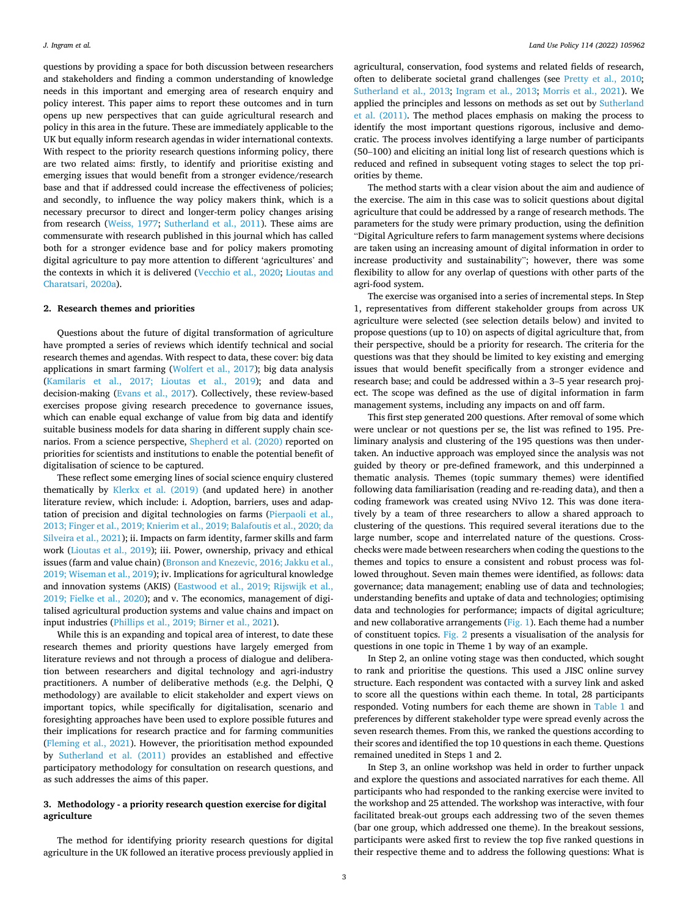questions by providing a space for both discussion between researchers and stakeholders and finding a common understanding of knowledge needs in this important and emerging area of research enquiry and policy interest. This paper aims to report these outcomes and in turn opens up new perspectives that can guide agricultural research and policy in this area in the future. These are immediately applicable to the UK but equally inform research agendas in wider international contexts. With respect to the priority research questions informing policy, there are two related aims: firstly, to identify and prioritise existing and emerging issues that would benefit from a stronger evidence/research base and that if addressed could increase the effectiveness of policies; and secondly, to influence the way policy makers think, which is a necessary precursor to direct and longer-term policy changes arising from research (Weiss, 1977; Sutherland et al., 2011). These aims are commensurate with research published in this journal which has called both for a stronger evidence base and for policy makers promoting digital agriculture to pay more attention to different 'agricultures' and the contexts in which it is delivered (Vecchio et al., 2020; Lioutas and Charatsari, 2020a).

## 2. Research themes and priorities

Questions about the future of digital transformation of agriculture have prompted a series of reviews which identify technical and social research themes and agendas. With respect to data, these cover: big data applications in smart farming (Wolfert et al., 2017); big data analysis (Kamilaris et al., 2017; Lioutas et al., 2019); and data and decision-making (Evans et al., 2017). Collectively, these review-based exercises propose giving research precedence to governance issues, which can enable equal exchange of value from big data and identify suitable business models for data sharing in different supply chain scenarios. From a science perspective, Shepherd et al. (2020) reported on priorities for scientists and institutions to enable the potential benefit of digitalisation of science to be captured.

These reflect some emerging lines of social science enquiry clustered thematically by Klerkx et al. (2019) (and updated here) in another literature review, which include: i. Adoption, barriers, uses and adaptation of precision and digital technologies on farms (Pierpaoli et al., 2013; Finger et al., 2019; Knierim et al., 2019; Balafoutis et al., 2020; da Silveira et al., 2021); ii. Impacts on farm identity, farmer skills and farm work (Lioutas et al., 2019); iii. Power, ownership, privacy and ethical issues (farm and value chain) (Bronson and Knezevic, 2016; Jakku et al., 2019; Wiseman et al., 2019); iv. Implications for agricultural knowledge and innovation systems (AKIS) (Eastwood et al., 2019; Rijswijk et al., 2019; Fielke et al., 2020); and v. The economics, management of digitalised agricultural production systems and value chains and impact on input industries (Phillips et al., 2019; Birner et al., 2021).

While this is an expanding and topical area of interest, to date these research themes and priority questions have largely emerged from literature reviews and not through a process of dialogue and deliberation between researchers and digital technology and agri-industry practitioners. A number of deliberative methods (e.g. the Delphi, Q methodology) are available to elicit stakeholder and expert views on important topics, while specifically for digitalisation, scenario and foresighting approaches have been used to explore possible futures and their implications for research practice and for farming communities (Fleming et al., 2021). However, the prioritisation method expounded by Sutherland et al. (2011) provides an established and effective participatory methodology for consultation on research questions, and as such addresses the aims of this paper.

## 3. Methodology - a priority research question exercise for digital agriculture

The method for identifying priority research questions for digital agriculture in the UK followed an iterative process previously applied in agricultural, conservation, food systems and related fields of research, often to deliberate societal grand challenges (see Pretty et al., 2010; Sutherland et al., 2013; Ingram et al., 2013; Morris et al., 2021). We applied the principles and lessons on methods as set out by Sutherland et al. (2011). The method places emphasis on making the process to identify the most important questions rigorous, inclusive and democratic. The process involves identifying a large number of participants (50–100) and eliciting an initial long list of research questions which is reduced and refined in subsequent voting stages to select the top priorities by theme.

The method starts with a clear vision about the aim and audience of the exercise. The aim in this case was to solicit questions about digital agriculture that could be addressed by a range of research methods. The parameters for the study were primary production, using the definition "Digital Agriculture refers to farm management systems where decisions are taken using an increasing amount of digital information in order to increase productivity and sustainability"; however, there was some flexibility to allow for any overlap of questions with other parts of the agri-food system.

The exercise was organised into a series of incremental steps. In Step 1, representatives from different stakeholder groups from across UK agriculture were selected (see selection details below) and invited to propose questions (up to 10) on aspects of digital agriculture that, from their perspective, should be a priority for research. The criteria for the questions was that they should be limited to key existing and emerging issues that would benefit specifically from a stronger evidence and research base; and could be addressed within a 3–5 year research project. The scope was defined as the use of digital information in farm management systems, including any impacts on and off farm.

This first step generated 200 questions. After removal of some which were unclear or not questions per se, the list was refined to 195. Preliminary analysis and clustering of the 195 questions was then undertaken. An inductive approach was employed since the analysis was not guided by theory or pre-defined framework, and this underpinned a thematic analysis. Themes (topic summary themes) were identified following data familiarisation (reading and re-reading data), and then a coding framework was created using NVivo 12. This was done iteratively by a team of three researchers to allow a shared approach to clustering of the questions. This required several iterations due to the large number, scope and interrelated nature of the questions. Cross-checks were made between researchers when coding the questions to the themes and topics to ensure a consistent and robust process was followed throughout. Seven main themes were identified, as follows: data governance; data management; enabling use of data and technologies; understanding benefits and uptake of data and technologies; optimising data and technologies for performance; impacts of digital agriculture; and new collaborative arrangements (Fig. 1). Each theme had a number of constituent topics. Fig. 2 presents a visualisation of the analysis for questions in one topic in Theme 1 by way of an example.

In Step 2, an online voting stage was then conducted, which sought to rank and prioritise the questions. This used a JISC online survey structure. Each respondent was contacted with a survey link and asked to score all the questions within each theme. In total, 28 participants responded. Voting numbers for each theme are shown in Table 1 and preferences by different stakeholder type were spread evenly across the seven research themes. From this, we ranked the questions according to their scores and identified the top 10 questions in each theme. Questions remained unedited in Steps 1 and 2.

In Step 3, an online workshop was held in order to further unpack and explore the questions and associated narratives for each theme. All participants who had responded to the ranking exercise were invited to the workshop and 25 attended. The workshop was interactive, with four facilitated break-out groups each addressing two of the seven themes (bar one group, which addressed one theme). In the breakout sessions, participants were asked first to review the top five ranked questions in their respective theme and to address the following questions: What is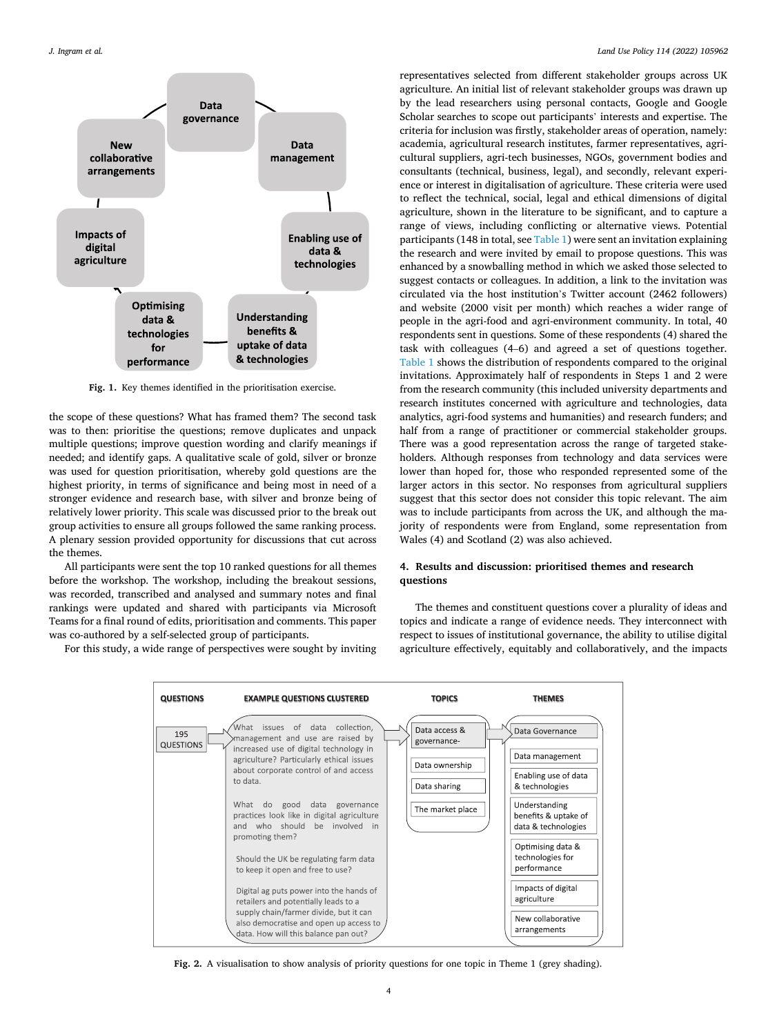Fig. 1. Key themes identified in the prioritisation exercise.

the scope of these questions? What has framed them? The second task was to then: prioritise the questions; remove duplicates and unpack multiple questions; improve question wording and clarify meanings if needed; and identify gaps. A qualitative scale of gold, silver or bronze was used for question prioritisation, whereby gold questions are the highest priority, in terms of significance and being most in need of a stronger evidence and research base, with silver and bronze being of relatively lower priority. This scale was discussed prior to the break out group activities to ensure all groups followed the same ranking process. A plenary session provided opportunity for discussions that cut across the themes.

All participants were sent the top 10 ranked questions for all themes before the workshop. The workshop, including the breakout sessions, was recorded, transcribed and analysed and summary notes and final rankings were updated and shared with participants via Microsoft Teams for a final round of edits, prioritisation and comments. This paper was co-authored by a self-selected group of participants.

For this study, a wide range of perspectives were sought by inviting representatives selected from different stakeholder groups across UK agriculture. An initial list of relevant stakeholder groups was drawn up by the lead researchers using personal contacts, Google and Google Scholar searches to scope out participants' interests and expertise. The criteria for inclusion was firstly, stakeholder areas of operation, namely: academia, agricultural research institutes, farmer representatives, agricultural suppliers, agri-tech businesses, NGOs, government bodies and consultants (technical, business, legal), and secondly, relevant experience or interest in digitalisation of agriculture. These criteria were used to reflect the technical, social, legal and ethical dimensions of digital agriculture, shown in the literature to be significant, and to capture a range of views, including conflicting or alternative views. Potential participants (148 in total, see Table 1) were sent an invitation explaining the research and were invited by email to propose questions. This was enhanced by a snowballing method in which we asked those selected to suggest contacts or colleagues. In addition, a link to the invitation was circulated via the host institution's Twitter account (2462 followers) and website (2000 visit per month) which reaches a wider range of people in the agri-food and agri-environment community. In total, 40 respondents sent in questions. Some of these respondents (4) shared the task with colleagues (4–6) and agreed a set of questions together. Table 1 shows the distribution of respondents compared to the original invitations. Approximately half of respondents in Steps 1 and 2 were from the research community (this included university departments and research institutes concerned with agriculture and technologies, data analytics, agri-food systems and humanities) and research funders; and half from a range of practitioner or commercial stakeholder groups. There was a good representation across the range of targeted stakeholders. Although responses from technology and data services were lower than hoped for, those who responded represented some of the larger actors in this sector. No responses from agricultural suppliers suggest that this sector does not consider this topic relevant. The aim was to include participants from across the UK, and although the majority of respondents were from England, some representation from Wales (4) and Scotland (2) was also achieved.

## 4. Results and discussion: prioritised themes and research questions

The themes and constituent questions cover a plurality of ideas and topics and indicate a range of evidence needs. They interconnect with respect to issues of institutional governance, the ability to utilise digital agriculture effectively, equitably and collaboratively, and the impacts

Fig. 2. A visualisation to show analysis of priority questions for one topic in Theme 1 (grey shading).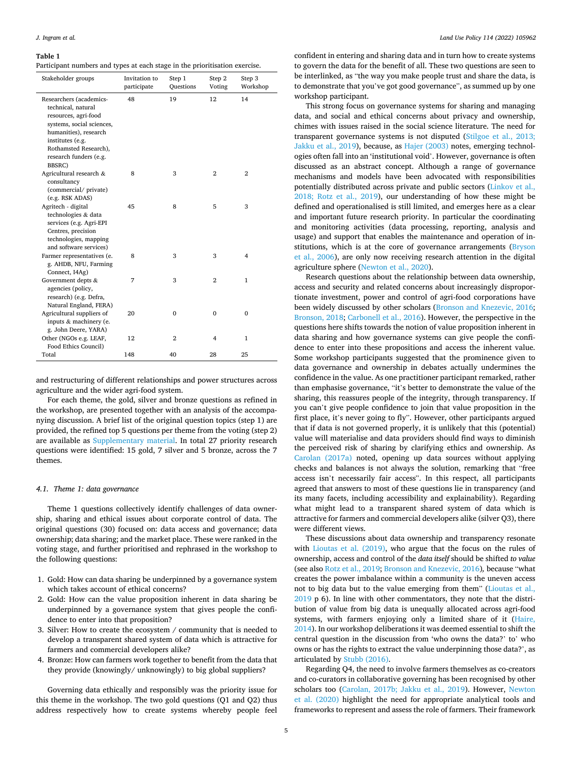**Table 1**
Participant numbers and types at each stage in the prioritisation exercise.

| Stakeholder groups | Invitation to participate | Step 1 Questions | Step 2 Voting | Step 3 Workshop |
|---|---|---|---|---|
| Researchers (academics-technical, natural resources, agri-food systems, social sciences, humanities), research institutes (e.g. Rothamsted Research), research funders (e.g. BBSRC) | 48 | 19 | 12 | 14 |
| Agricultural research & consultancy (commercial/ private) (e.g. RSK ADAS) | 8 | 3 | 2 | 2 |
| Agritech - digital technologies & data services (e.g. Agri-EPI Centres, precision technologies, mapping and software services) | 45 | 8 | 5 | 3 |
| Farmer representatives (e.g. AHDB, NFU, Farming Connect, I4Ag) | 8 | 3 | 3 | 4 |
| Government depts & agencies (policy, research) (e.g. Defra, Natural England, FERA) | 7 | 3 | 2 | 1 |
| Agricultural suppliers of inputs & machinery (e.g. John Deere, YARA) | 20 | 0 | 0 | 0 |
| Other (NGOs e.g. LEAF, Food Ethics Council) | 12 | 2 | 4 | 1 |
| Total | 148 | 40 | 28 | 25 |

and restructuring of different relationships and power structures across agriculture and the wider agri-food system.

For each theme, the gold, silver and bronze questions as refined in the workshop, are presented together with an analysis of the accompanying discussion. A brief list of the original question topics (step 1) are provided, the refined top 5 questions per theme from the voting (step 2) are available as Supplementary material. In total 27 priority research questions were identified: 15 gold, 7 silver and 5 bronze, across the 7 themes.

### 4.1. Theme 1: data governance

Theme 1 questions collectively identify challenges of data ownership, sharing and ethical issues about corporate control of data. The original questions (30) focused on: data access and governance; data ownership; data sharing; and the market place. These were ranked in the voting stage, and further prioritised and rephrased in the workshop to the following questions:

1. Gold: How can data sharing be underpinned by a governance system which takes account of ethical concerns?
2. Gold: How can the value proposition inherent in data sharing be underpinned by a governance system that gives people the confidence to enter into that proposition?
3. Silver: How to create the ecosystem / community that is needed to develop a transparent shared system of data which is attractive for farmers and commercial developers alike?
4. Bronze: How can farmers work together to benefit from the data that they provide (knowingly/ unknowingly) to big global suppliers?

Governing data ethically and responsibly was the priority issue for this theme in the workshop. The two gold questions (Q1 and Q2) thus address respectively how to create systems whereby people feel confident in entering and sharing data and in turn how to create systems to govern the data for the benefit of all. These two questions are seen to be interlinked, as "the way you make people trust and share the data, is to demonstrate that you've got good governance", as summed up by one workshop participant.

This strong focus on governance systems for sharing and managing data, and social and ethical concerns about privacy and ownership, chimes with issues raised in the social science literature. The need for transparent governance systems is not disputed (Stilgoe et al., 2013; Jakku et al., 2019), because, as Hajer (2003) notes, emerging technologies often fall into an 'institutional void'. However, governance is often discussed as an abstract concept. Although a range of governance mechanisms and models have been advocated with responsibilities potentially distributed across private and public sectors (Linkov et al., 2018; Rotz et al., 2019), our understanding of how these might be defined and operationalised is still limited, and emerges here as a clear and important future research priority. In particular the coordinating and monitoring activities (data processing, reporting, analysis and usage) and support that enables the maintenance and operation of institutions, which is at the core of governance arrangements (Bryson et al., 2006), are only now receiving research attention in the digital agriculture sphere (Newton et al., 2020).

Research questions about the relationship between data ownership, access and security and related concerns about increasingly disproportionate investment, power and control of agri-food corporations have been widely discussed by other scholars (Bronson and Knezevic, 2016; Bronson, 2018; Carbonell et al., 2016). However, the perspective in the questions here shifts towards the notion of value proposition inherent in data sharing and how governance systems can give people the confidence to enter into these propositions and access the inherent value. Some workshop participants suggested that the prominence given to data governance and ownership in debates actually undermines the confidence in the value. As one practitioner participant remarked, rather than emphasise governance, "it's better to demonstrate the value of the sharing, this reassures people of the integrity, through transparency. If you can't give people confidence to join that value proposition in the first place, it's never going to fly". However, other participants argued that if data is not governed properly, it is unlikely that this (potential) value will materialise and data providers should find ways to diminish the perceived risk of sharing by clarifying ethics and ownership. As Carolan (2017a) noted, opening up data sources without applying checks and balances is not always the solution, remarking that "free access isn't necessarily fair access". In this respect, all participants agreed that answers to most of these questions lie in transparency (and its many facets, including accessibility and explainability). Regarding what might lead to a transparent shared system of data which is attractive for farmers and commercial developers alike (silver Q3), there were different views.

These discussions about data ownership and transparency resonate with Lioutas et al. (2019), who argue that the focus on the rules of ownership, access and control of the *data itself* should be shifted *to value* (see also Rotz et al., 2019; Bronson and Knezevic, 2016), because "what creates the power imbalance within a community is the uneven access not to big data but to the value emerging from them" (Lioutas et al., 2019 p 6). In line with other commentators, they note that the distribution of value from big data is unequally allocated across agri-food systems, with farmers enjoying only a limited share of it (Haire, 2014). In our workshop deliberations it was deemed essential to shift the central question in the discussion from 'who owns the data?' to' who owns or has the rights to extract the value underpinning those data?', as articulated by Stubb (2016).

Regarding Q4, the need to involve farmers themselves as co-creators and co-curators in collaborative governing has been recognised by other scholars too (Carolan, 2017b; Jakku et al., 2019). However, Newton et al. (2020) highlight the need for appropriate analytical tools and frameworks to represent and assess the role of farmers. Their framework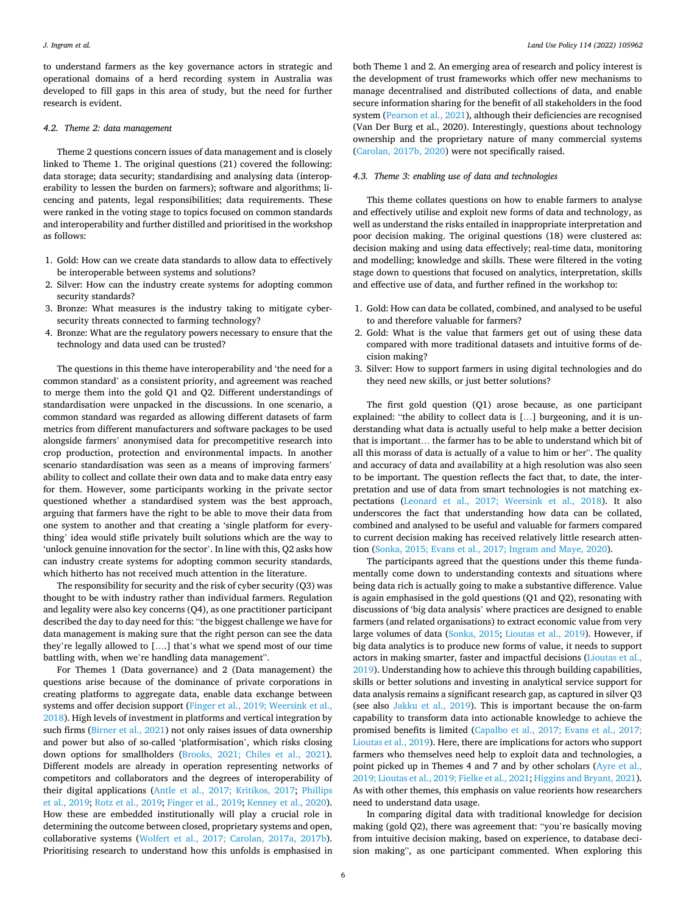to understand farmers as the key governance actors in strategic and operational domains of a herd recording system in Australia was developed to fill gaps in this area of study, but the need for further research is evident.

### 4.2. Theme 2: data management

Theme 2 questions concern issues of data management and is closely linked to Theme 1. The original questions (21) covered the following: data storage; data security; standardising and analysing data (interoperability to lessen the burden on farmers); software and algorithms; licencing and patents, legal responsibilities; data requirements. These were ranked in the voting stage to topics focused on common standards and interoperability and further distilled and prioritised in the workshop as follows:

1. Gold: How can we create data standards to allow data to effectively be interoperable between systems and solutions?
2. Silver: How can the industry create systems for adopting common security standards?
3. Bronze: What measures is the industry taking to mitigate cyber-security threats connected to farming technology?
4. Bronze: What are the regulatory powers necessary to ensure that the technology and data used can be trusted?

The questions in this theme have interoperability and 'the need for a common standard' as a consistent priority, and agreement was reached to merge them into the gold Q1 and Q2. Different understandings of standardisation were unpacked in the discussions. In one scenario, a common standard was regarded as allowing different datasets of farm metrics from different manufacturers and software packages to be used alongside farmers' anonymised data for precompetitive research into crop production, protection and environmental impacts. In another scenario standardisation was seen as a means of improving farmers' ability to collect and collate their own data and to make data entry easy for them. However, some participants working in the private sector questioned whether a standardised system was the best approach, arguing that farmers have the right to be able to move their data from one system to another and that creating a 'single platform for everything' idea would stifle privately built solutions which are the way to 'unlock genuine innovation for the sector'. In line with this, Q2 asks how can industry create systems for adopting common security standards, which hitherto has not received much attention in the literature.

The responsibility for security and the risk of cyber security (Q3) was thought to be with industry rather than individual farmers. Regulation and legality were also key concerns (Q4), as one practitioner participant described the day to day need for this: "the biggest challenge we have for data management is making sure that the right person can see the data they're legally allowed to [….] that's what we spend most of our time battling with, when we're handling data management".

For Themes 1 (Data governance) and 2 (Data management) the questions arise because of the dominance of private corporations in creating platforms to aggregate data, enable data exchange between systems and offer decision support (Finger et al., 2019; Weersink et al., 2018). High levels of investment in platforms and vertical integration by such firms (Birner et al., 2021) not only raises issues of data ownership and power but also of so-called 'platformisation', which risks closing down options for smallholders (Brooks, 2021; Chiles et al., 2021). Different models are already in operation representing networks of competitors and collaborators and the degrees of interoperability of their digital applications (Antle et al., 2017; Kritikos, 2017; Phillips et al., 2019; Rotz et al., 2019; Finger et al., 2019; Kenney et al., 2020). How these are embedded institutionally will play a crucial role in determining the outcome between closed, proprietary systems and open, collaborative systems (Wolfert et al., 2017; Carolan, 2017a, 2017b). Prioritising research to understand how this unfolds is emphasised in both Theme 1 and 2. An emerging area of research and policy interest is the development of trust frameworks which offer new mechanisms to manage decentralised and distributed collections of data, and enable secure information sharing for the benefit of all stakeholders in the food system (Pearson et al., 2021), although their deficiencies are recognised (Van Der Burg et al., 2020). Interestingly, questions about technology ownership and the proprietary nature of many commercial systems (Carolan, 2017b, 2020) were not specifically raised.

### 4.3. Theme 3: enabling use of data and technologies

This theme collates questions on how to enable farmers to analyse and effectively utilise and exploit new forms of data and technology, as well as understand the risks entailed in inappropriate interpretation and poor decision making. The original questions (18) were clustered as: decision making and using data effectively; real-time data, monitoring and modelling; knowledge and skills. These were filtered in the voting stage down to questions that focused on analytics, interpretation, skills and effective use of data, and further refined in the workshop to:

1. Gold: How can data be collated, combined, and analysed to be useful to and therefore valuable for farmers?
2. Gold: What is the value that farmers get out of using these data compared with more traditional datasets and intuitive forms of decision making?
3. Silver: How to support farmers in using digital technologies and do they need new skills, or just better solutions?

The first gold question (Q1) arose because, as one participant explained: "the ability to collect data is […] burgeoning, and it is understanding what data is actually useful to help make a better decision that is important… the farmer has to be able to understand which bit of all this morass of data is actually of a value to him or her". The quality and accuracy of data and availability at a high resolution was also seen to be important. The question reflects the fact that, to date, the interpretation and use of data from smart technologies is not matching expectations (Leonard et al., 2017; Weersink et al., 2018). It also underscores the fact that understanding how data can be collated, combined and analysed to be useful and valuable for farmers compared to current decision making has received relatively little research attention (Sonka, 2015; Evans et al., 2017; Ingram and Maye, 2020).

The participants agreed that the questions under this theme fundamentally come down to understanding contexts and situations where being data rich is actually going to make a substantive difference. Value is again emphasised in the gold questions (Q1 and Q2), resonating with discussions of 'big data analysis' where practices are designed to enable farmers (and related organisations) to extract economic value from very large volumes of data (Sonka, 2015; Lioutas et al., 2019). However, if big data analytics is to produce new forms of value, it needs to support actors in making smarter, faster and impactful decisions (Lioutas et al., 2019). Understanding how to achieve this through building capabilities, skills or better solutions and investing in analytical service support for data analysis remains a significant research gap, as captured in silver Q3 (see also Jakku et al., 2019). This is important because the on-farm capability to transform data into actionable knowledge to achieve the promised benefits is limited (Capalbo et al., 2017; Evans et al., 2017; Lioutas et al., 2019). Here, there are implications for actors who support farmers who themselves need help to exploit data and technologies, a point picked up in Themes 4 and 7 and by other scholars (Ayre et al., 2019; Lioutas et al., 2019; Fielke et al., 2021; Higgins and Bryant, 2021). As with other themes, this emphasis on value reorients how researchers need to understand data usage.

In comparing digital data with traditional knowledge for decision making (gold Q2), there was agreement that: "you're basically moving from intuitive decision making, based on experience, to database decision making", as one participant commented. When exploring this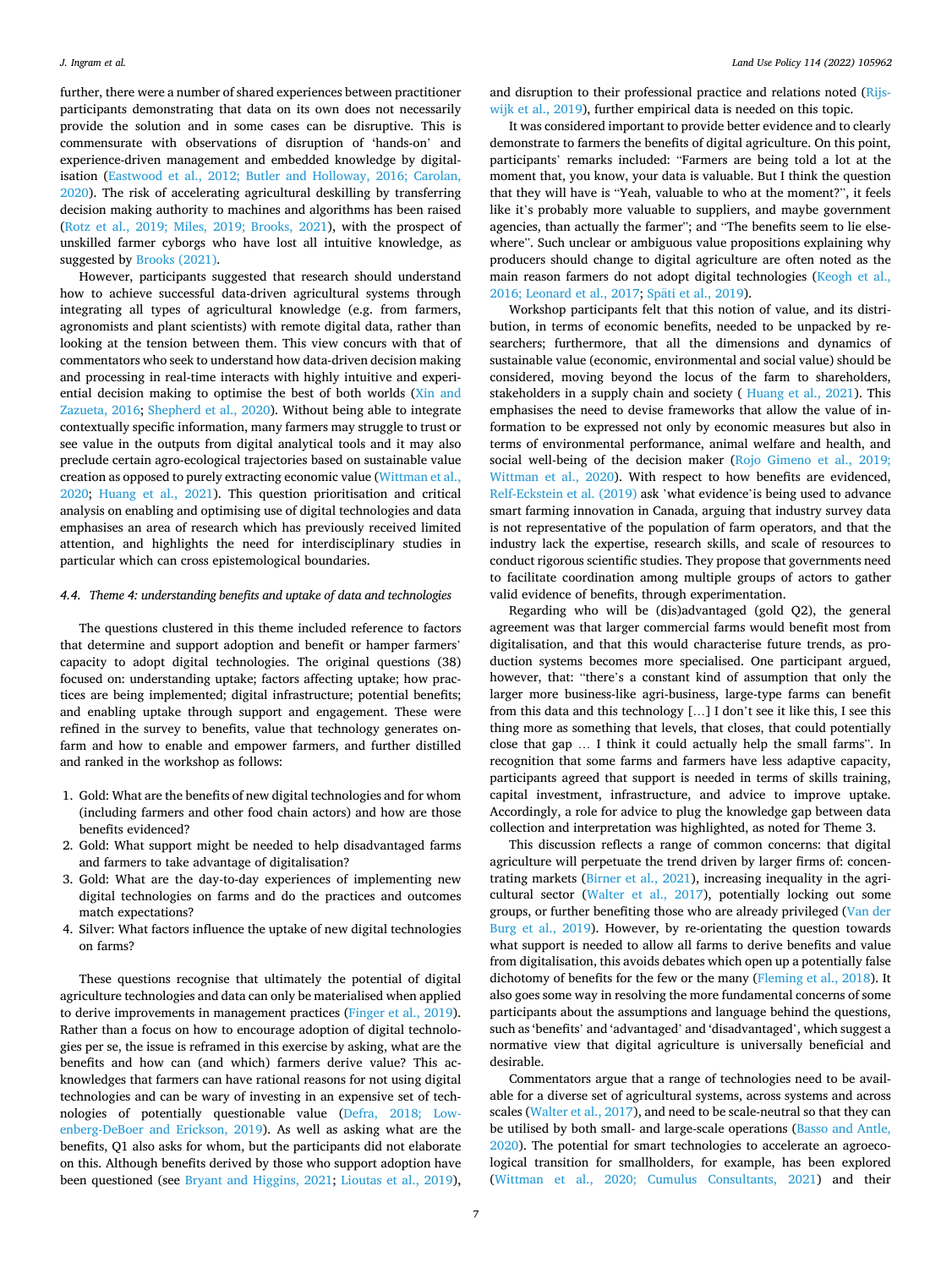further, there were a number of shared experiences between practitioner participants demonstrating that data on its own does not necessarily provide the solution and in some cases can be disruptive. This is commensurate with observations of disruption of 'hands-on' and experience-driven management and embedded knowledge by digitalisation (Eastwood et al., 2012; Butler and Holloway, 2016; Carolan, 2020). The risk of accelerating agricultural deskilling by transferring decision making authority to machines and algorithms has been raised (Rotz et al., 2019; Miles, 2019; Brooks, 2021), with the prospect of unskilled farmer cyborgs who have lost all intuitive knowledge, as suggested by Brooks (2021).

However, participants suggested that research should understand how to achieve successful data-driven agricultural systems through integrating all types of agricultural knowledge (e.g. from farmers, agronomists and plant scientists) with remote digital data, rather than looking at the tension between them. This view concurs with that of commentators who seek to understand how data-driven decision making and processing in real-time interacts with highly intuitive and experiential decision making to optimise the best of both worlds (Xin and Zazueta, 2016; Shepherd et al., 2020). Without being able to integrate contextually specific information, many farmers may struggle to trust or see value in the outputs from digital analytical tools and it may also preclude certain agro-ecological trajectories based on sustainable value creation as opposed to purely extracting economic value (Wittman et al., 2020; Huang et al., 2021). This question prioritisation and critical analysis on enabling and optimising use of digital technologies and data emphasises an area of research which has previously received limited attention, and highlights the need for interdisciplinary studies in particular which can cross epistemological boundaries.

### 4.4. Theme 4: understanding benefits and uptake of data and technologies

The questions clustered in this theme included reference to factors that determine and support adoption and benefit or hamper farmers' capacity to adopt digital technologies. The original questions (38) focused on: understanding uptake; factors affecting uptake; how practices are being implemented; digital infrastructure; potential benefits; and enabling uptake through support and engagement. These were refined in the survey to benefits, value that technology generates on-farm and how to enable and empower farmers, and further distilled and ranked in the workshop as follows:

1. Gold: What are the benefits of new digital technologies and for whom (including farmers and other food chain actors) and how are those benefits evidenced?
2. Gold: What support might be needed to help disadvantaged farms and farmers to take advantage of digitalisation?
3. Gold: What are the day-to-day experiences of implementing new digital technologies on farms and do the practices and outcomes match expectations?
4. Silver: What factors influence the uptake of new digital technologies on farms?

These questions recognise that ultimately the potential of digital agriculture technologies and data can only be materialised when applied to derive improvements in management practices (Finger et al., 2019). Rather than a focus on how to encourage adoption of digital technologies per se, the issue is reframed in this exercise by asking, what are the benefits and how can (and which) farmers derive value? This acknowledges that farmers can have rational reasons for not using digital technologies and can be wary of investing in an expensive set of technologies of potentially questionable value (Defra, 2018; Lowenberg-DeBoer and Erickson, 2019). As well as asking what are the benefits, Q1 also asks for whom, but the participants did not elaborate on this. Although benefits derived by those who support adoption have been questioned (see Bryant and Higgins, 2021; Lioutas et al., 2019), and disruption to their professional practice and relations noted (Rijswijk et al., 2019), further empirical data is needed on this topic.

It was considered important to provide better evidence and to clearly demonstrate to farmers the benefits of digital agriculture. On this point, participants' remarks included: "Farmers are being told a lot at the moment that, you know, your data is valuable. But I think the question that they will have is "Yeah, valuable to who at the moment?", it feels like it's probably more valuable to suppliers, and maybe government agencies, than actually the farmer"; and "The benefits seem to lie elsewhere". Such unclear or ambiguous value propositions explaining why producers should change to digital agriculture are often noted as the main reason farmers do not adopt digital technologies (Keogh et al., 2016; Leonard et al., 2017; Späti et al., 2019).

Workshop participants felt that this notion of value, and its distribution, in terms of economic benefits, needed to be unpacked by researchers; furthermore, that all the dimensions and dynamics of sustainable value (economic, environmental and social value) should be considered, moving beyond the locus of the farm to shareholders, stakeholders in a supply chain and society ( Huang et al., 2021). This emphasises the need to devise frameworks that allow the value of information to be expressed not only by economic measures but also in terms of environmental performance, animal welfare and health, and social well-being of the decision maker (Rojo Gimeno et al., 2019; Wittman et al., 2020). With respect to how benefits are evidenced, Relf-Eckstein et al. (2019) ask 'what evidence'is being used to advance smart farming innovation in Canada, arguing that industry survey data is not representative of the population of farm operators, and that the industry lack the expertise, research skills, and scale of resources to conduct rigorous scientific studies. They propose that governments need to facilitate coordination among multiple groups of actors to gather valid evidence of benefits, through experimentation.

Regarding who will be (dis)advantaged (gold Q2), the general agreement was that larger commercial farms would benefit most from digitalisation, and that this would characterise future trends, as production systems becomes more specialised. One participant argued, however, that: "there's a constant kind of assumption that only the larger more business-like agri-business, large-type farms can benefit from this data and this technology [...] I don't see it like this, I see this thing more as something that levels, that closes, that could potentially close that gap … I think it could actually help the small farms". In recognition that some farms and farmers have less adaptive capacity, participants agreed that support is needed in terms of skills training, capital investment, infrastructure, and advice to improve uptake. Accordingly, a role for advice to plug the knowledge gap between data collection and interpretation was highlighted, as noted for Theme 3.

This discussion reflects a range of common concerns: that digital agriculture will perpetuate the trend driven by larger firms of: concentrating markets (Birner et al., 2021), increasing inequality in the agricultural sector (Walter et al., 2017), potentially locking out some groups, or further benefiting those who are already privileged (Van der Burg et al., 2019). However, by re-orientating the question towards what support is needed to allow all farms to derive benefits and value from digitalisation, this avoids debates which open up a potentially false dichotomy of benefits for the few or the many (Fleming et al., 2018). It also goes some way in resolving the more fundamental concerns of some participants about the assumptions and language behind the questions, such as 'benefits' and 'advantaged' and 'disadvantaged', which suggest a normative view that digital agriculture is universally beneficial and desirable.

Commentators argue that a range of technologies need to be available for a diverse set of agricultural systems, across systems and across scales (Walter et al., 2017), and need to be scale-neutral so that they can be utilised by both small- and large-scale operations (Basso and Antle, 2020). The potential for smart technologies to accelerate an agroecological transition for smallholders, for example, has been explored (Wittman et al., 2020; Cumulus Consultants, 2021) and their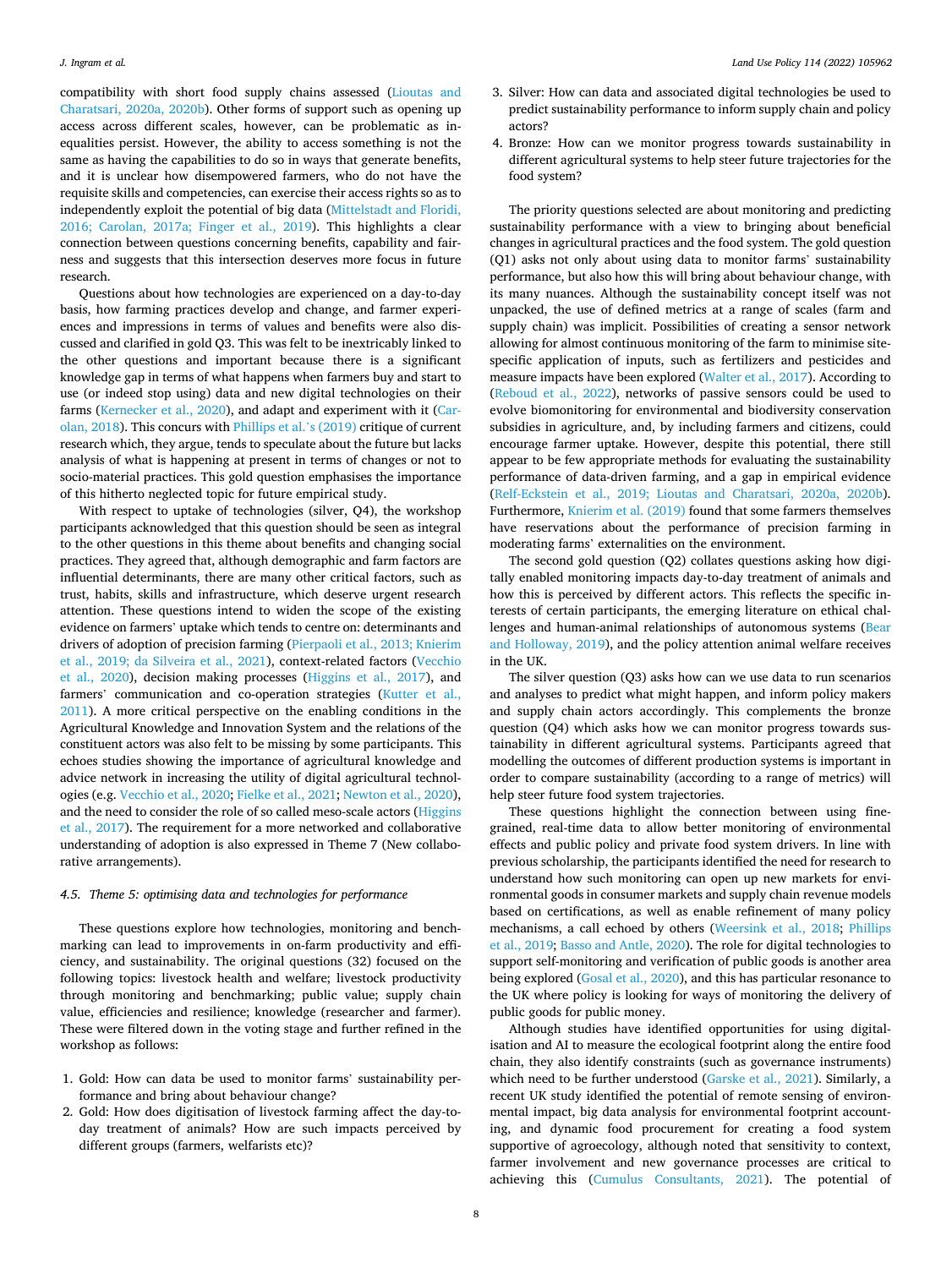compatibility with short food supply chains assessed (Lioutas and Charatsari, 2020a, 2020b). Other forms of support such as opening up access across different scales, however, can be problematic as inequalities persist. However, the ability to access something is not the same as having the capabilities to do so in ways that generate benefits, and it is unclear how disempowered farmers, who do not have the requisite skills and competencies, can exercise their access rights so as to independently exploit the potential of big data (Mittelstadt and Floridi, 2016; Carolan, 2017a; Finger et al., 2019). This highlights a clear connection between questions concerning benefits, capability and fairness and suggests that this intersection deserves more focus in future research.

Questions about how technologies are experienced on a day-to-day basis, how farming practices develop and change, and farmer experiences and impressions in terms of values and benefits were also discussed and clarified in gold Q3. This was felt to be inextricably linked to the other questions and important because there is a significant knowledge gap in terms of what happens when farmers buy and start to use (or indeed stop using) data and new digital technologies on their farms (Kernecker et al., 2020), and adapt and experiment with it (Carolan, 2018). This concurs with Phillips et al.'s (2019) critique of current research which, they argue, tends to speculate about the future but lacks analysis of what is happening at present in terms of changes or not to socio-material practices. This gold question emphasises the importance of this hitherto neglected topic for future empirical study.

With respect to uptake of technologies (silver, Q4), the workshop participants acknowledged that this question should be seen as integral to the other questions in this theme about benefits and changing social practices. They agreed that, although demographic and farm factors are influential determinants, there are many other critical factors, such as trust, habits, skills and infrastructure, which deserve urgent research attention. These questions intend to widen the scope of the existing evidence on farmers' uptake which tends to centre on: determinants and drivers of adoption of precision farming (Pierpaoli et al., 2013; Knierim et al., 2019; da Silveira et al., 2021), context-related factors (Vecchio et al., 2020), decision making processes (Higgins et al., 2017), and farmers' communication and co-operation strategies (Kutter et al., 2011). A more critical perspective on the enabling conditions in the Agricultural Knowledge and Innovation System and the relations of the constituent actors was also felt to be missing by some participants. This echoes studies showing the importance of agricultural knowledge and advice network in increasing the utility of digital agricultural technologies (e.g. Vecchio et al., 2020; Fielke et al., 2021; Newton et al., 2020), and the need to consider the role of so called meso-scale actors (Higgins et al., 2017). The requirement for a more networked and collaborative understanding of adoption is also expressed in Theme 7 (New collaborative arrangements).

### 4.5. Theme 5: optimising data and technologies for performance

These questions explore how technologies, monitoring and benchmarking can lead to improvements in on-farm productivity and efficiency, and sustainability. The original questions (32) focused on the following topics: livestock health and welfare; livestock productivity through monitoring and benchmarking; public value; supply chain value, efficiencies and resilience; knowledge (researcher and farmer). These were filtered down in the voting stage and further refined in the workshop as follows:

1. Gold: How can data be used to monitor farms' sustainability performance and bring about behaviour change?
2. Gold: How does digitisation of livestock farming affect the day-to-day treatment of animals? How are such impacts perceived by different groups (farmers, welfarists etc)?
3. Silver: How can data and associated digital technologies be used to predict sustainability performance to inform supply chain and policy actors?
4. Bronze: How can we monitor progress towards sustainability in different agricultural systems to help steer future trajectories for the food system?

The priority questions selected are about monitoring and predicting sustainability performance with a view to bringing about beneficial changes in agricultural practices and the food system. The gold question (Q1) asks not only about using data to monitor farms' sustainability performance, but also how this will bring about behaviour change, with its many nuances. Although the sustainability concept itself was not unpacked, the use of defined metrics at a range of scales (farm and supply chain) was implicit. Possibilities of creating a sensor network allowing for almost continuous monitoring of the farm to minimise site-specific application of inputs, such as fertilizers and pesticides and measure impacts have been explored (Walter et al., 2017). According to (Reboud et al., 2022), networks of passive sensors could be used to evolve biomonitoring for environmental and biodiversity conservation subsidies in agriculture, and, by including farmers and citizens, could encourage farmer uptake. However, despite this potential, there still appear to be few appropriate methods for evaluating the sustainability performance of data-driven farming, and a gap in empirical evidence (Relf-Eckstein et al., 2019; Lioutas and Charatsari, 2020a, 2020b). Furthermore, Knierim et al. (2019) found that some farmers themselves have reservations about the performance of precision farming in moderating farms' externalities on the environment.

The second gold question (Q2) collates questions asking how digitally enabled monitoring impacts day-to-day treatment of animals and how this is perceived by different actors. This reflects the specific interests of certain participants, the emerging literature on ethical challenges and human-animal relationships of autonomous systems (Bear and Holloway, 2019), and the policy attention animal welfare receives in the UK.

The silver question (Q3) asks how can we use data to run scenarios and analyses to predict what might happen, and inform policy makers and supply chain actors accordingly. This complements the bronze question (Q4) which asks how we can monitor progress towards sustainability in different agricultural systems. Participants agreed that modelling the outcomes of different production systems is important in order to compare sustainability (according to a range of metrics) will help steer future food system trajectories.

These questions highlight the connection between using fine-grained, real-time data to allow better monitoring of environmental effects and public policy and private food system drivers. In line with previous scholarship, the participants identified the need for research to understand how such monitoring can open up new markets for environmental goods in consumer markets and supply chain revenue models based on certifications, as well as enable refinement of many policy mechanisms, a call echoed by others (Weersink et al., 2018; Phillips et al., 2019; Basso and Antle, 2020). The role for digital technologies to support self-monitoring and verification of public goods is another area being explored (Gosal et al., 2020), and this has particular resonance to the UK where policy is looking for ways of monitoring the delivery of public goods for public money.

Although studies have identified opportunities for using digitalisation and AI to measure the ecological footprint along the entire food chain, they also identify constraints (such as governance instruments) which need to be further understood (Garske et al., 2021). Similarly, a recent UK study identified the potential of remote sensing of environmental impact, big data analysis for environmental footprint accounting, and dynamic food procurement for creating a food system supportive of agroecology, although noted that sensitivity to context, farmer involvement and new governance processes are critical to achieving this (Cumulus Consultants, 2021). The potential of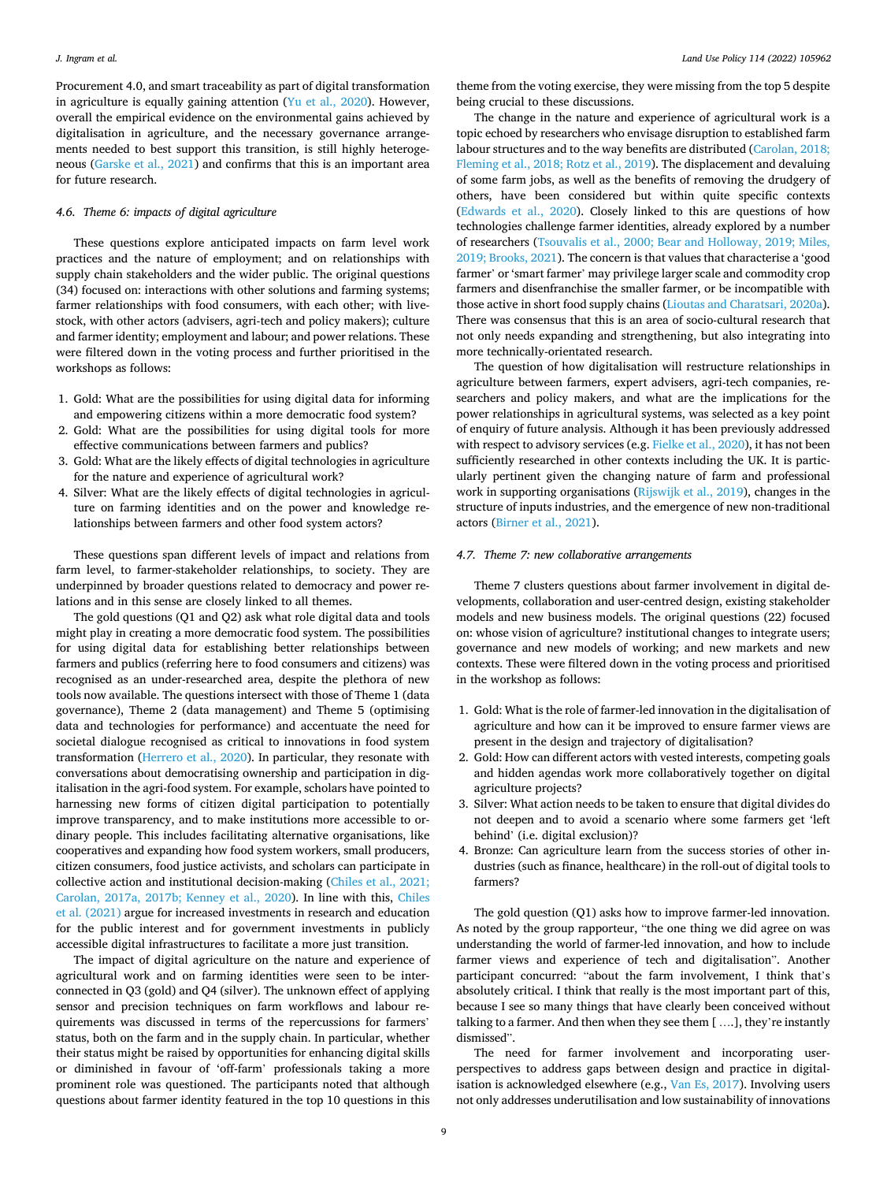Procurement 4.0, and smart traceability as part of digital transformation in agriculture is equally gaining attention (Yu et al., 2020). However, overall the empirical evidence on the environmental gains achieved by digitalisation in agriculture, and the necessary governance arrangements needed to best support this transition, is still highly heterogeneous (Garske et al., 2021) and confirms that this is an important area for future research.

### 4.6. Theme 6: impacts of digital agriculture

These questions explore anticipated impacts on farm level work practices and the nature of employment; and on relationships with supply chain stakeholders and the wider public. The original questions (34) focused on: interactions with other solutions and farming systems; farmer relationships with food consumers, with each other; with livestock, with other actors (advisers, agri-tech and policy makers); culture and farmer identity; employment and labour; and power relations. These were filtered down in the voting process and further prioritised in the workshops as follows:

1. Gold: What are the possibilities for using digital data for informing and empowering citizens within a more democratic food system?
2. Gold: What are the possibilities for using digital tools for more effective communications between farmers and publics?
3. Gold: What are the likely effects of digital technologies in agriculture for the nature and experience of agricultural work?
4. Silver: What are the likely effects of digital technologies in agriculture on farming identities and on the power and knowledge relationships between farmers and other food system actors?

These questions span different levels of impact and relations from farm level, to farmer-stakeholder relationships, to society. They are underpinned by broader questions related to democracy and power relations and in this sense are closely linked to all themes.

The gold questions (Q1 and Q2) ask what role digital data and tools might play in creating a more democratic food system. The possibilities for using digital data for establishing better relationships between farmers and publics (referring here to food consumers and citizens) was recognised as an under-researched area, despite the plethora of new tools now available. The questions intersect with those of Theme 1 (data governance), Theme 2 (data management) and Theme 5 (optimising data and technologies for performance) and accentuate the need for societal dialogue recognised as critical to innovations in food system transformation (Herrero et al., 2020). In particular, they resonate with conversations about democratising ownership and participation in digitalisation in the agri-food system. For example, scholars have pointed to harnessing new forms of citizen digital participation to potentially improve transparency, and to make institutions more accessible to ordinary people. This includes facilitating alternative organisations, like cooperatives and expanding how food system workers, small producers, citizen consumers, food justice activists, and scholars can participate in collective action and institutional decision-making (Chiles et al., 2021; Carolan, 2017a, 2017b; Kenney et al., 2020). In line with this, Chiles et al. (2021) argue for increased investments in research and education for the public interest and for government investments in publicly accessible digital infrastructures to facilitate a more just transition.

The impact of digital agriculture on the nature and experience of agricultural work and on farming identities were seen to be interconnected in Q3 (gold) and Q4 (silver). The unknown effect of applying sensor and precision techniques on farm workflows and labour requirements was discussed in terms of the repercussions for farmers' status, both on the farm and in the supply chain. In particular, whether their status might be raised by opportunities for enhancing digital skills or diminished in favour of 'off-farm' professionals taking a more prominent role was questioned. The participants noted that although questions about farmer identity featured in the top 10 questions in this theme from the voting exercise, they were missing from the top 5 despite being crucial to these discussions.

The change in the nature and experience of agricultural work is a topic echoed by researchers who envisage disruption to established farm labour structures and to the way benefits are distributed (Carolan, 2018; Fleming et al., 2018; Rotz et al., 2019). The displacement and devaluing of some farm jobs, as well as the benefits of removing the drudgery of others, have been considered but within quite specific contexts (Edwards et al., 2020). Closely linked to this are questions of how technologies challenge farmer identities, already explored by a number of researchers (Tsouvalis et al., 2000; Bear and Holloway, 2019; Miles, 2019; Brooks, 2021). The concern is that values that characterise a 'good farmer' or 'smart farmer' may privilege larger scale and commodity crop farmers and disenfranchise the smaller farmer, or be incompatible with those active in short food supply chains (Lioutas and Charatsari, 2020a). There was consensus that this is an area of socio-cultural research that not only needs expanding and strengthening, but also integrating into more technically-orientated research.

The question of how digitalisation will restructure relationships in agriculture between farmers, expert advisers, agri-tech companies, researchers and policy makers, and what are the implications for the power relationships in agricultural systems, was selected as a key point of enquiry of future analysis. Although it has been previously addressed with respect to advisory services (e.g. Fielke et al., 2020), it has not been sufficiently researched in other contexts including the UK. It is particularly pertinent given the changing nature of farm and professional work in supporting organisations (Rijswijk et al., 2019), changes in the structure of inputs industries, and the emergence of new non-traditional actors (Birner et al., 2021).

### 4.7. Theme 7: new collaborative arrangements

Theme 7 clusters questions about farmer involvement in digital developments, collaboration and user-centred design, existing stakeholder models and new business models. The original questions (22) focused on: whose vision of agriculture? institutional changes to integrate users; governance and new models of working; and new markets and new contexts. These were filtered down in the voting process and prioritised in the workshop as follows:

1. Gold: What is the role of farmer-led innovation in the digitalisation of agriculture and how can it be improved to ensure farmer views are present in the design and trajectory of digitalisation?
2. Gold: How can different actors with vested interests, competing goals and hidden agendas work more collaboratively together on digital agriculture projects?
3. Silver: What action needs to be taken to ensure that digital divides do not deepen and to avoid a scenario where some farmers get 'left behind' (i.e. digital exclusion)?
4. Bronze: Can agriculture learn from the success stories of other industries (such as finance, healthcare) in the roll-out of digital tools to farmers?

The gold question (Q1) asks how to improve farmer-led innovation. As noted by the group rapporteur, "the one thing we did agree on was understanding the world of farmer-led innovation, and how to include farmer views and experience of tech and digitalisation". Another participant concurred: "about the farm involvement, I think that's absolutely critical. I think that really is the most important part of this, because I see so many things that have clearly been conceived without talking to a farmer. And then when they see them [ ….], they're instantly dismissed".

The need for farmer involvement and incorporating user-perspectives to address gaps between design and practice in digitalisation is acknowledged elsewhere (e.g., Van Es, 2017). Involving users not only addresses underutilisation and low sustainability of innovations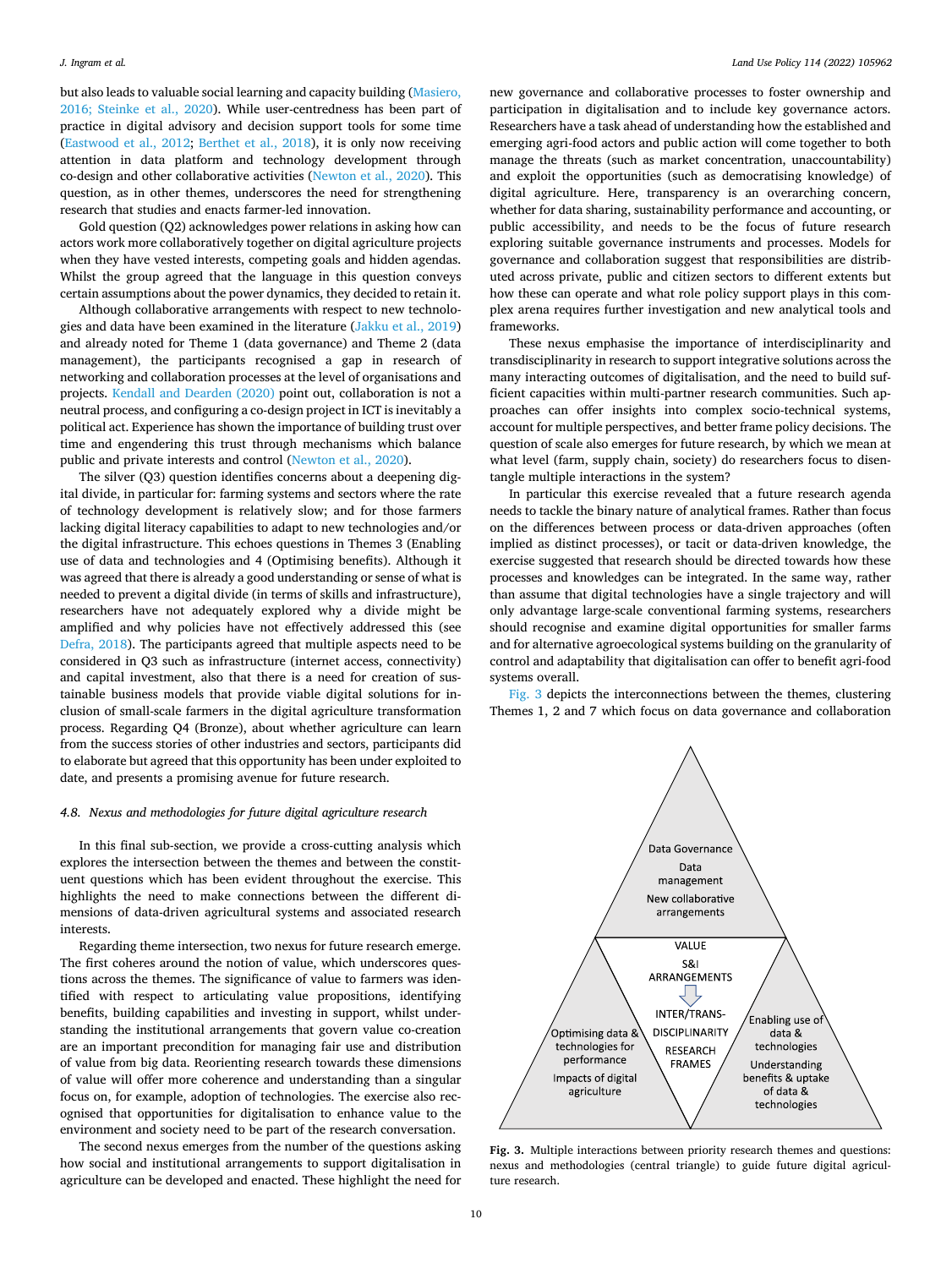but also leads to valuable social learning and capacity building (Masiero, 2016; Steinke et al., 2020). While user-centredness has been part of practice in digital advisory and decision support tools for some time (Eastwood et al., 2012; Berthet et al., 2018), it is only now receiving attention in data platform and technology development through co-design and other collaborative activities (Newton et al., 2020). This question, as in other themes, underscores the need for strengthening research that studies and enacts farmer-led innovation.

Gold question (Q2) acknowledges power relations in asking how can actors work more collaboratively together on digital agriculture projects when they have vested interests, competing goals and hidden agendas. Whilst the group agreed that the language in this question conveys certain assumptions about the power dynamics, they decided to retain it.

Although collaborative arrangements with respect to new technologies and data have been examined in the literature (Jakku et al., 2019) and already noted for Theme 1 (data governance) and Theme 2 (data management), the participants recognised a gap in research of networking and collaboration processes at the level of organisations and projects. Kendall and Dearden (2020) point out, collaboration is not a neutral process, and configuring a co-design project in ICT is inevitably a political act. Experience has shown the importance of building trust over time and engendering this trust through mechanisms which balance public and private interests and control (Newton et al., 2020).

The silver (Q3) question identifies concerns about a deepening digital divide, in particular for: farming systems and sectors where the rate of technology development is relatively slow; and for those farmers lacking digital literacy capabilities to adapt to new technologies and/or the digital infrastructure. This echoes questions in Themes 3 (Enabling use of data and technologies and 4 (Optimising benefits). Although it was agreed that there is already a good understanding or sense of what is needed to prevent a digital divide (in terms of skills and infrastructure), researchers have not adequately explored why a divide might be amplified and why policies have not effectively addressed this (see Defra, 2018). The participants agreed that multiple aspects need to be considered in Q3 such as infrastructure (internet access, connectivity) and capital investment, also that there is a need for creation of sustainable business models that provide viable digital solutions for inclusion of small-scale farmers in the digital agriculture transformation process. Regarding Q4 (Bronze), about whether agriculture can learn from the success stories of other industries and sectors, participants did to elaborate but agreed that this opportunity has been under exploited to date, and presents a promising avenue for future research.

### 4.8. Nexus and methodologies for future digital agriculture research

In this final sub-section, we provide a cross-cutting analysis which explores the intersection between the themes and between the constituent questions which has been evident throughout the exercise. This highlights the need to make connections between the different dimensions of data-driven agricultural systems and associated research interests.

Regarding theme intersection, two nexus for future research emerge. The first coheres around the notion of value, which underscores questions across the themes. The significance of value to farmers was identified with respect to articulating value propositions, identifying benefits, building capabilities and investing in support, whilst understanding the institutional arrangements that govern value co-creation are an important precondition for managing fair use and distribution of value from big data. Reorienting research towards these dimensions of value will offer more coherence and understanding than a singular focus on, for example, adoption of technologies. The exercise also recognised that opportunities for digitalisation to enhance value to the environment and society need to be part of the research conversation.

The second nexus emerges from the number of the questions asking how social and institutional arrangements to support digitalisation in agriculture can be developed and enacted. These highlight the need for new governance and collaborative processes to foster ownership and participation in digitalisation and to include key governance actors. Researchers have a task ahead of understanding how the established and emerging agri-food actors and public action will come together to both manage the threats (such as market concentration, unaccountability) and exploit the opportunities (such as democratising knowledge) of digital agriculture. Here, transparency is an overarching concern, whether for data sharing, sustainability performance and accounting, or public accessibility, and needs to be the focus of future research exploring suitable governance instruments and processes. Models for governance and collaboration suggest that responsibilities are distributed across private, public and citizen sectors to different extents but how these can operate and what role policy support plays in this complex arena requires further investigation and new analytical tools and frameworks.

These nexus emphasise the importance of interdisciplinarity and transdisciplinarity in research to support integrative solutions across the many interacting outcomes of digitalisation, and the need to build sufficient capacities within multi-partner research communities. Such approaches can offer insights into complex socio-technical systems, account for multiple perspectives, and better frame policy decisions. The question of scale also emerges for future research, by which we mean at what level (farm, supply chain, society) do researchers focus to disentangle multiple interactions in the system?

In particular this exercise revealed that a future research agenda needs to tackle the binary nature of analytical frames. Rather than focus on the differences between process or data-driven approaches (often implied as distinct processes), or tacit or data-driven knowledge, the exercise suggested that research should be directed towards how these processes and knowledges can be integrated. In the same way, rather than assume that digital technologies have a single trajectory and will only advantage large-scale conventional farming systems, researchers should recognise and examine digital opportunities for smaller farms and for alternative agroecological systems building on the granularity of control and adaptability that digitalisation can offer to benefit agri-food systems overall.

Fig. 3 depicts the interconnections between the themes, clustering Themes 1, 2 and 7 which focus on data governance and collaboration

Data Governance
Data management
New collaborative arrangements

VALUE
S&I ARRANGEMENTS
INTER/TRANS-DISCIPLINARITY
RESEARCH FRAMES

Optimising data & technologies for performance
Impacts of digital agriculture

Enabling use of data & technologies
Understanding benefits & uptake of data & technologies

**Fig. 3.** Multiple interactions between priority research themes and questions: nexus and methodologies (central triangle) to guide future digital agriculture research.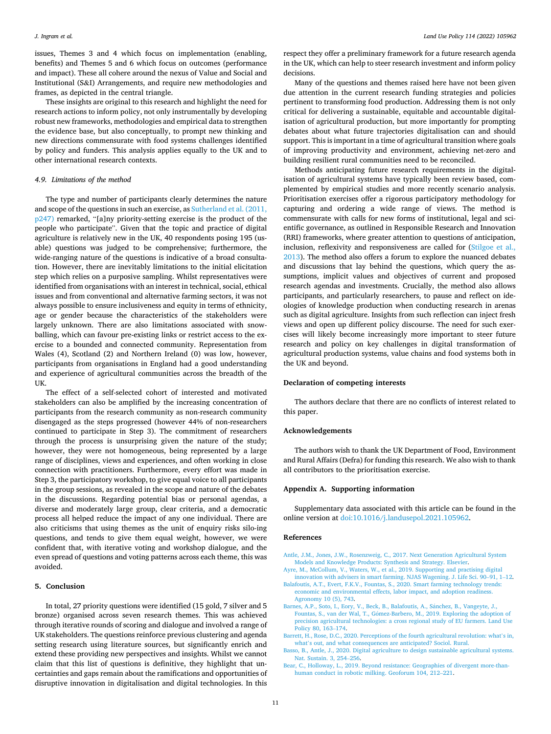issues, Themes 3 and 4 which focus on implementation (enabling, benefits) and Themes 5 and 6 which focus on outcomes (performance and impact). These all cohere around the nexus of Value and Social and Institutional (S&I) Arrangements, and require new methodologies and frames, as depicted in the central triangle.

These insights are original to this research and highlight the need for research actions to inform policy, not only instrumentally by developing robust new frameworks, methodologies and empirical data to strengthen the evidence base, but also conceptually, to prompt new thinking and new directions commensurate with food systems challenges identified by policy and funders. This analysis applies equally to the UK and to other international research contexts.

### 4.9. Limitations of the method

The type and number of participants clearly determines the nature and scope of the questions in such an exercise, as Sutherland et al. (2011, p247) remarked, "[a]ny priority-setting exercise is the product of the people who participate". Given that the topic and practice of digital agriculture is relatively new in the UK, 40 respondents posing 195 (usable) questions was judged to be comprehensive; furthermore, the wide-ranging nature of the questions is indicative of a broad consultation. However, there are inevitably limitations to the initial elicitation step which relies on a purposive sampling. Whilst representatives were identified from organisations with an interest in technical, social, ethical issues and from conventional and alternative farming sectors, it was not always possible to ensure inclusiveness and equity in terms of ethnicity, age or gender because the characteristics of the stakeholders were largely unknown. There are also limitations associated with snowballing, which can favour pre-existing links or restrict access to the exercise to a bounded and connected community. Representation from Wales (4), Scotland (2) and Northern Ireland (0) was low, however, participants from organisations in England had a good understanding and experience of agricultural communities across the breadth of the UK.

The effect of a self-selected cohort of interested and motivated stakeholders can also be amplified by the increasing concentration of participants from the research community as non-research community disengaged as the steps progressed (however 44% of non-researchers continued to participate in Step 3). The commitment of researchers through the process is unsurprising given the nature of the study; however, they were not homogeneous, being represented by a large range of disciplines, views and experiences, and often working in close connection with practitioners. Furthermore, every effort was made in Step 3, the participatory workshop, to give equal voice to all participants in the group sessions, as revealed in the scope and nature of the debates in the discussions. Regarding potential bias or personal agendas, a diverse and moderately large group, clear criteria, and a democratic process all helped reduce the impact of any one individual. There are also criticisms that using themes as the unit of enquiry risks silo-ing questions, and tends to give them equal weight, however, we were confident that, with iterative voting and workshop dialogue, and the even spread of questions and voting patterns across each theme, this was avoided.

## 5. Conclusion

In total, 27 priority questions were identified (15 gold, 7 silver and 5 bronze) organised across seven research themes. This was achieved through iterative rounds of scoring and dialogue and involved a range of UK stakeholders. The questions reinforce previous clustering and agenda setting research using literature sources, but significantly enrich and extend these providing new perspectives and insights. Whilst we cannot claim that this list of questions is definitive, they highlight that uncertainties and gaps remain about the ramifications and opportunities of disruptive innovation in digitalisation and digital technologies. In this respect they offer a preliminary framework for a future research agenda in the UK, which can help to steer research investment and inform policy decisions.

Many of the questions and themes raised here have not been given due attention in the current research funding strategies and policies pertinent to transforming food production. Addressing them is not only critical for delivering a sustainable, equitable and accountable digitalisation of agricultural production, but more importantly for prompting debates about what future trajectories digitalisation can and should support. This is important in a time of agricultural transition where goals of improving productivity and environment, achieving net-zero and building resilient rural communities need to be reconciled.

Methods anticipating future research requirements in the digitalisation of agricultural systems have typically been review based, complemented by empirical studies and more recently scenario analysis. Prioritisation exercises offer a rigorous participatory methodology for capturing and ordering a wide range of views. The method is commensurate with calls for new forms of institutional, legal and scientific governance, as outlined in Responsible Research and Innovation (RRI) frameworks, where greater attention to questions of anticipation, inclusion, reflexivity and responsiveness are called for (Stilgoe et al., 2013). The method also offers a forum to explore the nuanced debates and discussions that lay behind the questions, which query the assumptions, implicit values and objectives of current and proposed research agendas and investments. Crucially, the method also allows participants, and particularly researchers, to pause and reflect on ideologies of knowledge production when conducting research in arenas such as digital agriculture. Insights from such reflection can inject fresh views and open up different policy discourse. The need for such exercises will likely become increasingly more important to steer future research and policy on key challenges in digital transformation of agricultural production systems, value chains and food systems both in the UK and beyond.

## Declaration of competing interests

The authors declare that there are no conflicts of interest related to this paper.

## Acknowledgements

The authors wish to thank the UK Department of Food, Environment and Rural Affairs (Defra) for funding this research. We also wish to thank all contributors to the prioritisation exercise.

## Appendix A. Supporting information

Supplementary data associated with this article can be found in the online version at doi:10.1016/j.landusepol.2021.105962.

## References

Antle, J.M., Jones, J.W., Rosenzweig, C., 2017. Next Generation Agricultural System Models and Knowledge Products: Synthesis and Strategy. Elsevier.

Ayre, M., McCollum, V., Waters, W., et al., 2019. Supporting and practising digital innovation with advisers in smart farming. NJAS Wageningen. J. Life Sci. 90–91, 1–12.

Balafoutis, A.T., Evert, F.K.V., Fountas, S., 2020. Smart farming technology trends: economic and environmental effects, labor impact, and adoption readiness. Agronomy 10 (5), 743.

Barnes, A.P., Soto, I., Eory, V., Beck, B., Balafoutis, A., Sánchez, B., Vangeyte, J., Fountas, S., van der Wal, T., Gómez-Barbero, M., 2019. Exploring the adoption of precision agricultural technologies: a cross regional study of EU farmers. Land Use Policy 80, 163–174.

Barrett, H., Rose, D.C., 2020. Perceptions of the fourth agricultural revolution: what's in, what's out, and what consequences are anticipated? Sociol. Rural.

Basso, B., Antle, J., 2020. Digital agriculture to design sustainable agricultural systems. Nat. Sustain. 3, 254–256.

Bear, C., Holloway, L., 2019. Beyond resistance: Geographies of divergent more-than-human conduct in robotic milking. Geoforum 104, 212–221.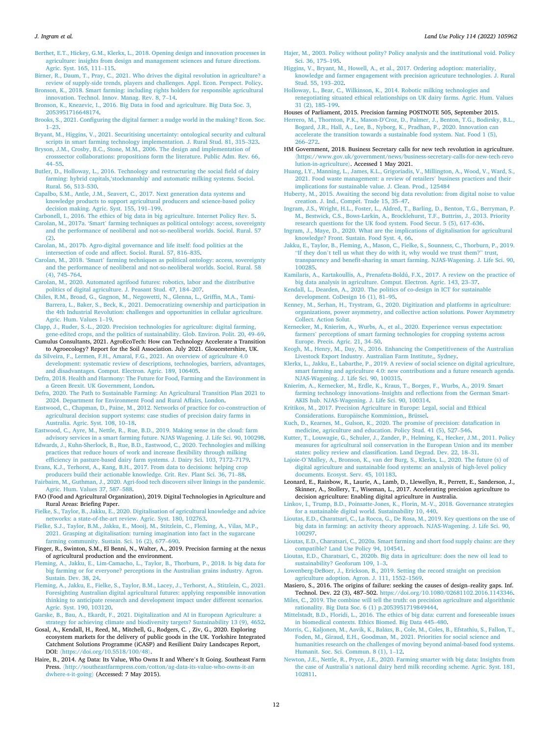Berthet, E.T., Hickey, G.M., Klerkx, L., 2018. Opening design and innovation processes in agriculture: insights from design and management sciences and future directions. Agric. Syst. 165, 111–115.

Birner, R., Daum, T., Pray, C., 2021. Who drives the digital revolution in agriculture? a review of supply-side trends, players and challenges. Appl. Econ. Perspect. Policy.

Bronson, K., 2018. Smart farming: including rights holders for responsible agricultural innovation. Technol. Innov. Manag. Rev. 8, 7–14.

Bronson, K., Knezevic, I., 2016. Big Data in food and agriculture. Big Data Soc. 3, 2053951716648174.

Brooks, S., 2021. Configuring the digital farmer: a nudge world in the making? Econ. Soc. 1–23.

Bryant, M., Higgins, V., 2021. Securitising uncertainty: ontological security and cultural scripts in smart farming technology implementation. J. Rural Stud. 81, 315–323.

Bryson, J.M., Crosby, B.C., Stone, M.M., 2006. The design and implementation of crosssector collaborations: propositions form the literature. Public Adm. Rev. 66, 44–55.

Butler, D., Holloway, L., 2016. Technology and restructuring the social field of dairy farming: hybrid capitals,'stockmanship' and automatic milking systems. Sociol. Rural. 56, 513–530.

Capalbo, S.M., Antle, J.M., Seavert, C., 2017. Next generation data systems and knowledge products to support agricultural producers and science-based policy decision making. Agric. Syst. 155, 191–199.

Carbonell, I., 2016. The ethics of big data in big agriculture. Internet Policy Rev. 5.

Carolan, M., 2017a. 'Smart' farming techniques as political ontology: access, sovereignty and the performance of neoliberal and not-so-neoliberal worlds. Sociol. Rural. 57 (2).

Carolan, M., 2017b. Agro-digital governance and life itself: food politics at the intersection of code and affect. Sociol. Rural. 57, 816–835.

Carolan, M., 2018. 'Smart' farming techniques as political ontology: access, sovereignty and the performance of neoliberal and not-so-neoliberal worlds. Sociol. Rural. 58 (4), 745–764.

Carolan, M., 2020. Automated agrifood futures: robotics, labor and the distributive politics of digital agriculture. J. Peasant Stud. 47, 184–207.

Chiles, R.M., Broad, G., Gagnon, M., Negowetti, N., Glenna, L., Griffin, M.A., Tami-Barrera, L., Baker, S., Beck, K., 2021. Democratizing ownership and participation in the 4th Industrial Revolution: challenges and opportunities in cellular agriculture. Agric. Hum. Values 1–19.

Clapp, J., Ruder, S.-L., 2020. Precision technologies for agriculture: digital farming, gene-edited crops, and the politics of sustainability. Glob. Environ. Polit. 20, 49–69.

Cumulus Consultants, 2021. AgroEcoTech: How can Technology Accelerate a Transition to Agroecology? Report for the Soil Association. July 2021. Gloucestershire, UK.

da Silveira, F., Lermen, F.H., Amaral, F.G., 2021. An overview of agriculture 4.0 development: systematic review of descriptions, technologies, barriers, advantages, and disadvantages. Comput. Electron. Agric. 189, 106405.

Defra, 2018. Health and Harmony: The Future for Food, Farming and the Environment in a Green Brexit. UK Government, London.

Defra, 2020. The Path to Sustainable Farming: An Agricultural Transition Plan 2021 to 2024. Department for Environment Food and Rural Affairs, London.

Eastwood, C., Chapman, D., Paine, M., 2012. Networks of practice for co-construction of agricultural decision support systems: case studies of precision dairy farms in Australia. Agric. Syst. 108, 10–18.

Eastwood, C., Ayre, M., Nettle, R., Rue, B.D., 2019. Making sense in the cloud: farm advisory services in a smart farming future. NJAS Wagening. J. Life Sci. 90, 100298.

Edwards, J., Kuhn-Sherlock, B., Rue, B.D., Eastwood, C., 2020. Technologies and milking practices that reduce hours of work and increase flexibility through milking efficiency in pasture-based dairy farm systems. J. Dairy Sci. 103, 7172–7179.

Evans, K.J., Terhorst, A., Kang, B.H., 2017. From data to decisions: helping crop producers build their actionable knowledge. Crit. Rev. Plant Sci. 36, 71–88.

Fairbairn, M., Guthman, J., 2020. Agri-food tech discovers silver linings in the pandemic. Agric. Hum. Values 37, 587–588.

FAO (Food and Agricultural Organization), 2019. Digital Technologies in Agriculture and Rural Areas: Briefing Paper.

Fielke, S., Taylor, B., Jakku, E., 2020. Digitalisation of agricultural knowledge and advice networks: a state-of-the-art review. Agric. Syst. 180, 102763.

Fielke, S.J., Taylor, B.M., Jakku, E., Mooij, M., Stitzlein, C., Fleming, A., Vilas, M.P., 2021. Grasping at digitalisation: turning imagination into fact in the sugarcane farming community. Sustain. Sci. 16 (2), 677–690.

Finger, R., Swinton, S.M., El Benni, N., Walter, A., 2019. Precision farming at the nexus of agricultural production and the environment.

Fleming, A., Jakku, E., Lim-Camacho, L., Taylor, B., Thorburn, P., 2018. Is big data for big farming or for everyone? perceptions in the Australian grains industry. Agron. Sustain. Dev. 38, 24.

Fleming, A., Jakku, E., Fielke, S., Taylor, B.M., Lacey, J., Terhorst, A., Stitzlein, C., 2021. Foresighting Australian digital agricultural futures: applying responsible innovation thinking to anticipate research and development impact under different scenarios. Agric. Syst. 190, 103120.

Garske, B., Bau, A., Ekardt, F., 2021. Digitalization and AI in European Agriculture: a strategy for achieving climate and biodiversity targets? Sustainability 13 (9), 4652.

Gosal, A., Kendall, H., Reed, M., Mitchell, G., Rodgers, C. , Ziv, G., 2020. Exploring ecosystem markets for the delivery of public goods in the UK. Yorkshire Integrated Catchment Solutions Programme (iCASP) and Resilient Dairy Landscapes Report, DOI: ⟨https://doi.org/10.5518/100/48⟩.

Haire, B., 2014. Ag Data: Its Value, Who Owns It and Where's It Going. Southeast Farm Press. ⟨http://southeastfarmpress.com/cotton/ag-data-its-value-who-owns-it-andwhere-s-it-going⟩ (Accessed: 7 May 2015).

Hajer, M., 2003. Policy without polity? Policy analysis and the institutional void. Policy Sci. 36, 175–195.

Higgins, V., Bryant, M., Howell, A., et al., 2017. Ordering adoption: materiality, knowledge and farmer engagement with precision agriculture technologies. J. Rural Stud. 55, 193–202.

Holloway, L., Bear, C., Wilkinson, K., 2014. Robotic milking technologies and renegotiating situated ethical relationships on UK dairy farms. Agric. Hum. Values 31 (2), 185–199.

Houses of Parliament, 2015. Precision farming POSTNOTE 505, September 2015.

Herrero, M., Thornton, P.K., Mason-D'Croz, D., Palmer, J., Benton, T.G., Bodirsky, B.L., Bogard, J.R., Hall, A., Lee, B., Nyborg, K., Pradhan, P., 2020. Innovation can accelerate the transition towards a sustainable food system. Nat. Food 1 (5), 266–272.

HM Government, 2018. Business Secretary calls for new tech revolution in agriculture. ⟨https://www.gov.uk/government/news/business-secretary-calls-for-new-tech-revolution-in-agriculture⟩. Accessed 1 May 2021.

Huang, I.Y., Manning, L., James, K.L., Grigoriadis, V., Millington, A., Wood, V., Ward, S., 2021. Food waste management: a review of retailers' business practices and their implications for sustainable value. J. Clean. Prod., 125484

Huberty, M., 2015. Awaiting the second big data revolution: from digital noise to value creation. J. Ind., Compet. Trade 15, 35–47.

Ingram, J.S., Wright, H.L., Foster, L., Aldred, T., Barling, D., Benton, T.G., Berryman, P. M., Bestwick, C.S., Bows-Larkin, A., Brocklehurst, T.F., Buttriss, J., 2013. Priority research questions for the UK food system. Food Secur. 5 (5), 617–636.

Ingram, J., Maye, D., 2020. What are the implications of digitalisation for agricultural knowledge? Front. Sustain. Food Syst. 4, 66.

Jakku, E., Taylor, B., Fleming, A., Mason, C., Fielke, S., Sounness, C., Thorburn, P., 2019. "If they don't tell us what they do with it, why would we trust them?" trust, transparency and benefit-sharing in smart farming. NJAS-Wagening. J. Life Sci. 90, 100285.

Kamilaris, A., Kartakoullis, A., Prenafeta-Boldú, F.X., 2017. A review on the practice of big data analysis in agriculture. Comput. Electron. Agric. 143, 23–37.

Kendall, L., Dearden, A., 2020. The politics of co-design in ICT for sustainable development. CoDesign 16 (1), 81–95.

Kenney, M., Serhan, H., Trystram, G., 2020. Digitization and platforms in agriculture: organizations, power asymmetry, and collective action solutions. Power Asymmetry Collect. Action Solut.

Kernecker, M., Knierim, A., Wurbs, A., et al., 2020. Experience versus expectation: farmers' perceptions of smart farming technologies for cropping systems across Europe. Precis. Agric. 21, 34–50.

Keogh, M., Henry, M., Day, N., 2016. Enhancing the Competitiveness of the Australian Livestock Export Industry. Australian Farm Institute,, Sydney.

Klerkx, L., Jakku, E., Labarthe, P., 2019. A review of social science on digital agriculture, smart farming and agriculture 4.0: new contributions and a future research agenda. NJAS-Wagening. J. Life Sci. 90, 100315.

Knierim, A., Kernecker, M., Erdle, K., Kraus, T., Borges, F., Wurbs, A., 2019. Smart farming technology innovations–Insights and reflections from the German Smart-AKIS hub. NJAS-Wagening. J. Life Sci. 90, 100314.

Kritikos, M., 2017. Precision Agriculture in Europe: Legal, social and Ethical Considerations. Europäische Kommission,, Brüssel.

Kuch, D., Kearnes, M., Gulson, K., 2020. The promise of precision: datafication in medicine, agriculture and education. Policy Stud. 41 (5), 527–546.

Kutter, T., Louwagie, G., Schuler, J., Zander, P., Helming, K., Hecker, J.M., 2011. Policy measures for agricultural soil conservation in the European Union and its member states: policy review and classification. Land Degrad. Dev. 22, 18–31.

Lajoie-O'Malley, A., Bronson, K., van der Burg, S., Klerkx, L., 2020. The future (s) of digital agriculture and sustainable food systems: an analysis of high-level policy documents. Ecosyst. Serv. 45, 101183.

Leonard, E., Rainbow, R., Laurie, A., Lamb, D., Llewellyn, R., Perrett, E., Sanderson, J., Skinner, A., Stollery, T., Wiseman, L., 2017. Accelerating precision agriculture to decision agriculture: Enabling digital agriculture in Australia.

Linkov, I., Trump, B.D., Poinsatte-Jones, K., Florin, M.-V., 2018. Governance strategies for a sustainable digital world. Sustainability 10, 440.

Lioutas, E.D., Charatsari, C., La Rocca, G., De Rosa, M., 2019. Key questions on the use of big data in farming: an activity theory approach. NJAS-Wagening. J. Life Sci. 90, 100297.

Lioutas, E.D., Charatsari, C., 2020a. Smart farming and short food supply chains: are they compatible? Land Use Policy 94, 104541.

Lioutas, E.D., Charatsari, C., 2020b. Big data in agriculture: does the new oil lead to sustainability? Geoforum 109, 1–3.

Lowenberg-DeBoer, J., Erickson, B., 2019. Setting the record straight on precision agriculture adoption. Agron. J. 111, 1552–1569.

Masiero, S., 2016. The origins of failure: seeking the causes of design–reality gaps. Inf. Technol. Dev. 22 (3), 487–502. https://doi.org/10.1080/02681102.2016.1143346.

Miles, C., 2019. The combine will tell the truth: on precision agriculture and algorithmic rationality. Big Data Soc. 6 (1) p.2053951719849444.

Mittelstadt, B.D., Floridi, L., 2016. The ethics of big data: current and foreseeable issues in biomedical contexts. Ethics Biomed. Big Data 445–480.

Morris, S., Kaljonen, M., Aavik, K., Balázs, B., Cole, M., Coles, B., Efstathiu, S., Fallon, T., Foden, M., Giraud, E.H., Goodman, M., 2021. Priorities for social science and humanities research on the challenges of moving beyond animal-based food systems. Humanit. Soc. Sci. Commun. 8 (1), 1–12.

Newton, J.E., Nettle, R., Pryce, J.E., 2020. Farming smarter with big data: Insights from the case of Australia's national dairy herd milk recording scheme. Agric. Syst. 181, 102811.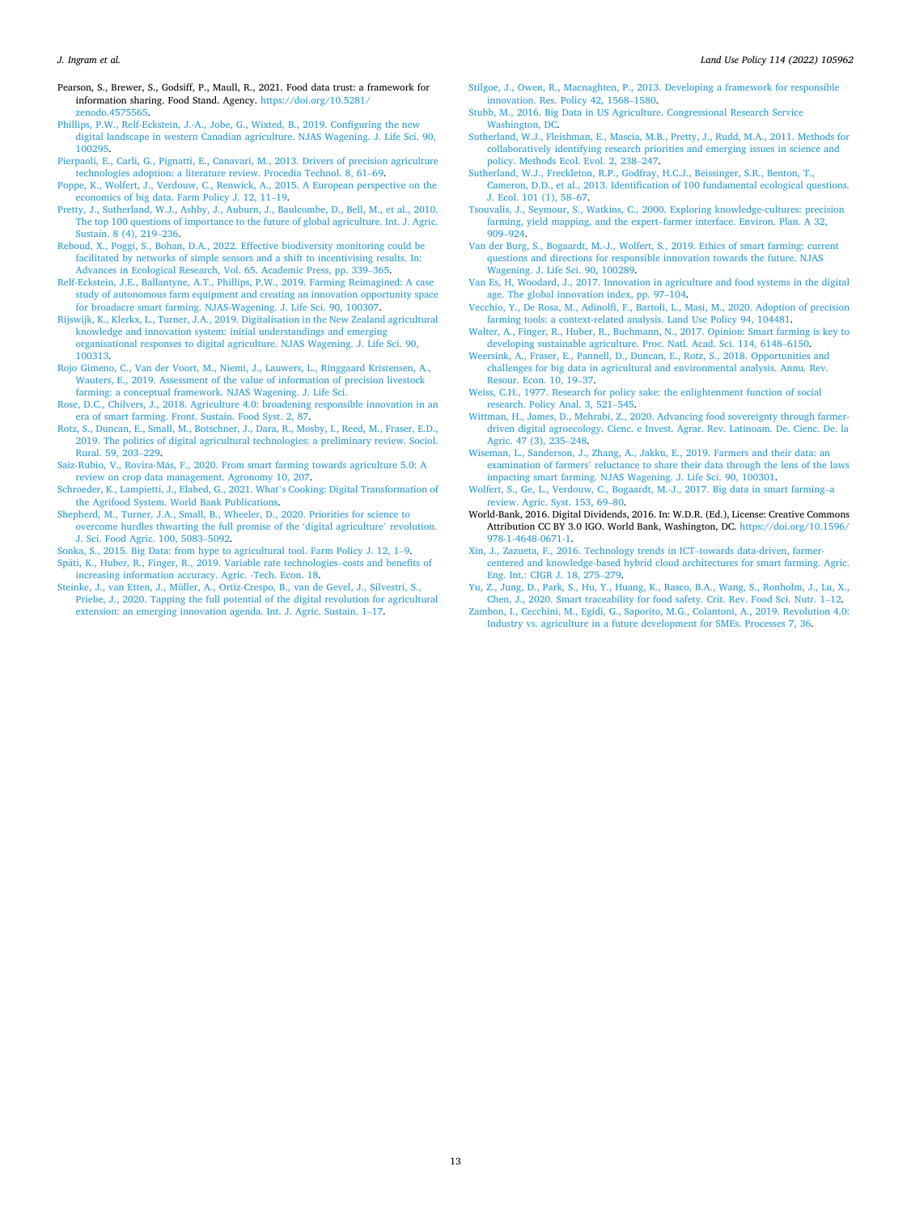Pearson, S., Brewer, S., Godsiff, P., Maull, R., 2021. Food data trust: a framework for information sharing. Food Stand. Agency. https://doi.org/10.5281/zenodo.4575565.

Phillips, P.W., Relf-Eckstein, J.-A., Jobe, G., Wixted, B., 2019. Configuring the new digital landscape in western Canadian agriculture. NJAS Wagening. J. Life Sci. 90, 100295.

Pierpaoli, E., Carli, G., Pignatti, E., Canavari, M., 2013. Drivers of precision agriculture technologies adoption: a literature review. Procedia Technol. 8, 61–69.

Poppe, K., Wolfert, J., Verdouw, C., Renwick, A., 2015. A European perspective on the economics of big data. Farm Policy J. 12, 11–19.

Pretty, J., Sutherland, W.J., Ashby, J., Auburn, J., Baulcombe, D., Bell, M., et al., 2010. The top 100 questions of importance to the future of global agriculture. Int. J. Agric. Sustain. 8 (4), 219–236.

Reboud, X., Poggi, S., Bohan, D.A., 2022. Effective biodiversity monitoring could be facilitated by networks of simple sensors and a shift to incentivising results. In: Advances in Ecological Research, Vol. 65. Academic Press, pp. 339–365.

Relf-Eckstein, J.E., Ballantyne, A.T., Phillips, P.W., 2019. Farming Reimagined: A case study of autonomous farm equipment and creating an innovation opportunity space for broadacre smart farming. NJAS-Wagening. J. Life Sci. 90, 100307.

Rijswijk, K., Klerkx, L., Turner, J.A., 2019. Digitalisation in the New Zealand agricultural knowledge and innovation system: initial understandings and emerging organisational responses to digital agriculture. NJAS Wagening. J. Life Sci. 90, 100313.

Rojo Gimeno, C., Van der Voort, M., Niemi, J., Lauwers, L., Ringgaard Kristensen, A., Wauters, E., 2019. Assessment of the value of information of precision livestock farming: a conceptual framework. NJAS Wagening. J. Life Sci.

Rose, D.C., Chilvers, J., 2018. Agriculture 4.0: broadening responsible innovation in an era of smart farming. Front. Sustain. Food Syst. 2, 87.

Rotz, S., Duncan, E., Small, M., Botschner, J., Dara, R., Mosby, I., Reed, M., Fraser, E.D., 2019. The politics of digital agricultural technologies: a preliminary review. Sociol. Rural. 59, 203–229.

Saiz-Rubio, V., Rovira-Más, F., 2020. From smart farming towards agriculture 5.0: A review on crop data management. Agronomy 10, 207.

Schroeder, K., Lampietti, J., Elabed, G., 2021. What's Cooking: Digital Transformation of the Agrifood System. World Bank Publications.

Shepherd, M., Turner, J.A., Small, B., Wheeler, D., 2020. Priorities for science to overcome hurdles thwarting the full promise of the 'digital agriculture' revolution. J. Sci. Food Agric. 100, 5083–5092.

Sonka, S., 2015. Big Data: from hype to agricultural tool. Farm Policy J. 12, 1–9.

Späti, K., Huber, R., Finger, R., 2019. Variable rate technologies–costs and benefits of increasing information accuracy. Agric. -Tech. Econ. 18.

Steinke, J., van Etten, J., Müller, A., Ortiz-Crespo, B., van de Gevel, J., Silvestri, S., Priebe, J., 2020. Tapping the full potential of the digital revolution for agricultural extension: an emerging innovation agenda. Int. J. Agric. Sustain. 1–17.

Stilgoe, J., Owen, R., Macnaghten, P., 2013. Developing a framework for responsible innovation. Res. Policy 42, 1568–1580.

Stubb, M., 2016. Big Data in US Agriculture. Congressional Research Service Washington, DC.

Sutherland, W.J., Fleishman, E., Mascia, M.B., Pretty, J., Rudd, M.A., 2011. Methods for collaboratively identifying research priorities and emerging issues in science and policy. Methods Ecol. Evol. 2, 238–247.

Sutherland, W.J., Freckleton, R.P., Godfray, H.C.J., Beissinger, S.R., Benton, T., Cameron, D.D., et al., 2013. Identification of 100 fundamental ecological questions. J. Ecol. 101 (1), 58–67.

Tsouvalis, J., Seymour, S., Watkins, C., 2000. Exploring knowledge-cultures: precision farming, yield mapping, and the expert–farmer interface. Environ. Plan. A 32, 909–924.

Van der Burg, S., Bogaardt, M.-J., Wolfert, S., 2019. Ethics of smart farming: current questions and directions for responsible innovation towards the future. NJAS Wagening. J. Life Sci. 90, 100289.

Van Es, H, Woodard, J., 2017. Innovation in agriculture and food systems in the digital age. The global innovation index, pp. 97–104.

Vecchio, Y., De Rosa, M., Adinolfi, F., Bartoli, L., Masi, M., 2020. Adoption of precision farming tools: a context-related analysis. Land Use Policy 94, 104481.

Walter, A., Finger, R., Huber, R., Buchmann, N., 2017. Opinion: Smart farming is key to developing sustainable agriculture. Proc. Natl. Acad. Sci. 114, 6148–6150.

Weersink, A., Fraser, E., Pannell, D., Duncan, E., Rotz, S., 2018. Opportunities and challenges for big data in agricultural and environmental analysis. Annu. Rev. Resour. Econ. 10, 19–37.

Weiss, C.H., 1977. Research for policy sake: the enlightenment function of social research. Policy Anal. 3, 521–545.

Wittman, H., James, D., Mehrabi, Z., 2020. Advancing food sovereignty through farmer-driven digital agroecology. Cienc. e Invest. Agrar. Rev. Latinoam. De. Cienc. De. la Agric. 47 (3), 235–248.

Wiseman, L., Sanderson, J., Zhang, A., Jakku, E., 2019. Farmers and their data: an examination of farmers' reluctance to share their data through the lens of the laws impacting smart farming. NJAS Wagening. J. Life Sci. 90, 100301.

Wolfert, S., Ge, L., Verdouw, C., Bogaardt, M.-J., 2017. Big data in smart farming–a review. Agric. Syst. 153, 69–80.

World-Bank, 2016. Digital Dividends, 2016. In: W.D.R. (Ed.), License: Creative Commons Attribution CC BY 3.0 IGO. World Bank, Washington, DC. https://doi.org/10.1596/978-1-4648-0671-1.

Xin, J., Zazueta, F., 2016. Technology trends in ICT–towards data-driven, farmer-centered and knowledge-based hybrid cloud architectures for smart farming. Agric. Eng. Int.: CIGR J. 18, 275–279.

Yu, Z., Jung, D., Park, S., Hu, Y., Huang, K., Rasco, B.A., Wang, S., Ronholm, J., Lu, X., Chen, J., 2020. Smart traceability for food safety. Crit. Rev. Food Sci. Nutr. 1–12.

Zambon, I., Cecchini, M., Egidi, G., Saporito, M.G., Colantoni, A., 2019. Revolution 4.0: Industry vs. agriculture in a future development for SMEs. Processes 7, 36.